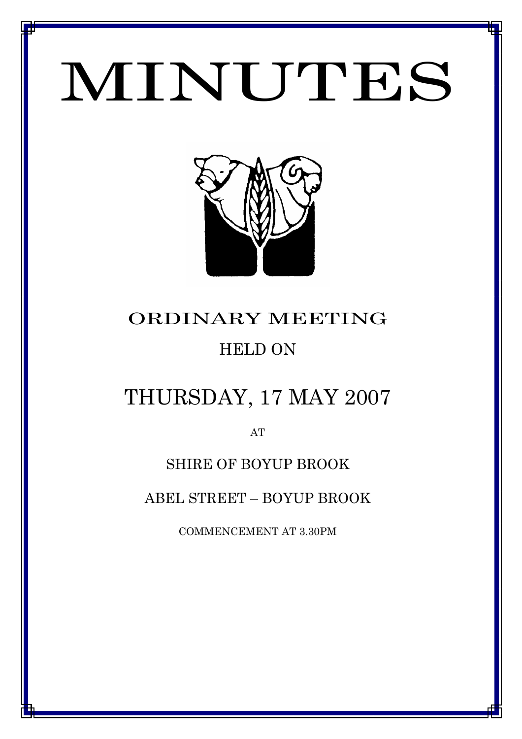# MINUTES

## ORDINARY MEETING

HELD ON

## THURSDAY, 17 MAY 2007

AT

SHIRE OF BOYUP BROOK

ABEL STREET – BOYUP BROOK

COMMENCEMENT AT 3.30PM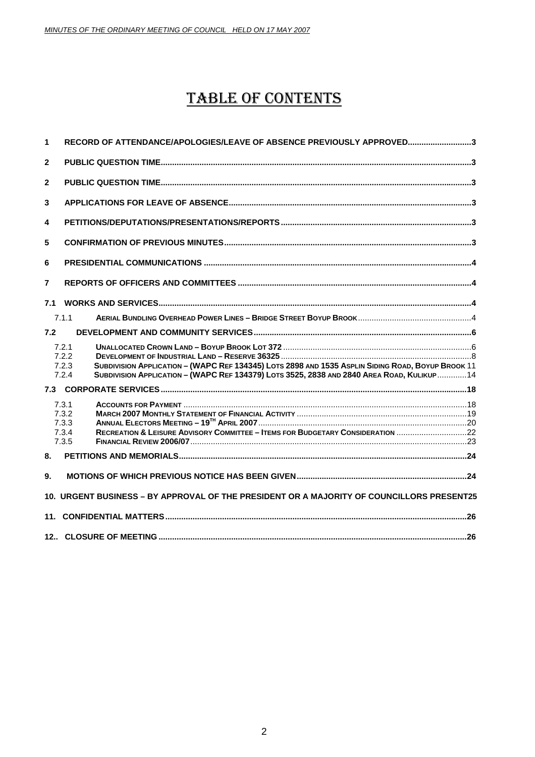# TABLE OF CONTENTS

1 RECORD OF ATTENDANCE/APOLOGIES/LEAVE OF ABSENCE PREVIOUSLY APPROVED............................3

2 PUBLIC QUESTION TIME.......................................................................................................................3

2 PUBLIC QUESTION TIME.......................................................................................................................3

3 APPLICATIONS FOR LEAVE OF ABSENCE.........................................................................................3

4 PETITIONS/DEPUTATIONS/PRESENTATIONS/REPORTS...................................................................3

5 CONFIRMATION OF PREVIOUS MINUTES...........................................................................................3

6 PRESIDENTIAL COMMUNICATIONS ....................................................................................................4

7 REPORTS OF OFFICERS AND COMMITTEES .....................................................................................4

7.1 WORKS AND SERVICES........................................................................................................................4

- 7.1.1 AERIAL BUNDLING OVERHEAD POWER LINES – BRIDGE STREET BOYUP BROOK.................................................4

7.2 DEVELOPMENT AND COMMUNITY SERVICES...............................................................................6

- 7.2.1 UNALLOCATED CROWN LAND – BOYUP BROOK LOT 372 .................................................................................6
- 7.2.2 DEVELOPMENT OF INDUSTRIAL LAND – RESERVE 36325...................................................................................8
- 7.2.3 SUBDIVISION APPLICATION – (WAPC REF 134345) LOTS 2898 AND 1535 ASPLIN SIDING ROAD, BOYUP BROOK 11
- 7.2.4 SUBDIVISION APPLICATION – (WAPC REF 134379) LOTS 3525, 2838 AND 2840 AREA ROAD, KULIKUP ............14

7.3 CORPORATE SERVICES.....................................................................................................................18

- 7.3.1 ACCOUNTS FOR PAYMENT ............................................................................................................18
- 7.3.2 MARCH 2007 MONTHLY STATEMENT OF FINANCIAL ACTIVITY ..........................................................................19
- 7.3.3 ANNUAL ELECTORS MEETING – 19TH APRIL 2007...........................................................................................20
- 7.3.4 RECREATION & LEISURE ADVISORY COMMITTEE – ITEMS FOR BUDGETARY CONSIDERATION ...............................22
- 7.3.5 FINANCIAL REVIEW 2006/07.........................................................................................................23

8. PETITIONS AND MEMORIALS.............................................................................................................24

9. MOTIONS OF WHICH PREVIOUS NOTICE HAS BEEN GIVEN...........................................................24

10. URGENT BUSINESS – BY APPROVAL OF THE PRESIDENT OR A MAJORITY OF COUNCILLORS PRESENT25

11. CONFIDENTIAL MATTERS...................................................................................................................26

12.. CLOSURE OF MEETING ......................................................................................................................26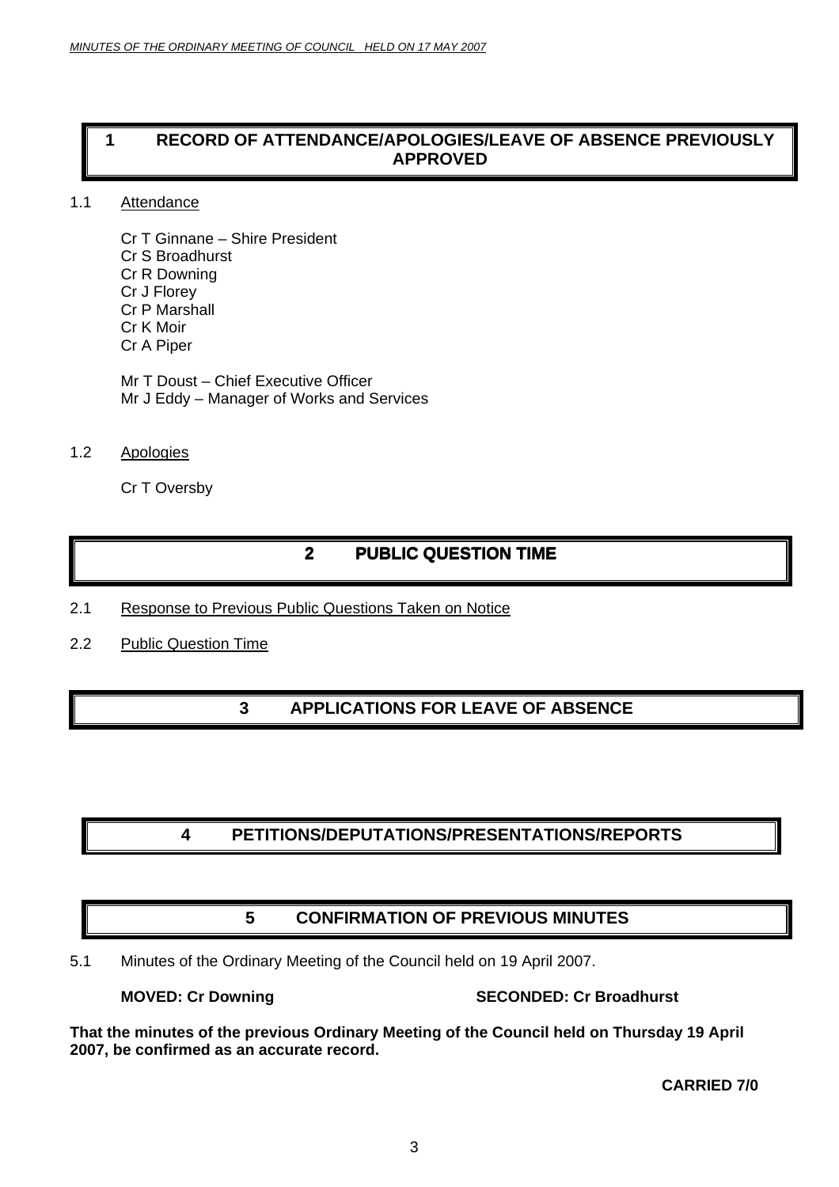# 1 RECORD OF ATTENDANCE/APOLOGIES/LEAVE OF ABSENCE PREVIOUSLY APPROVED

1.1 Attendance

Cr T Ginnane – Shire President
Cr S Broadhurst
Cr R Downing
Cr J Florey
Cr P Marshall
Cr K Moir
Cr A Piper

Mr T Doust – Chief Executive Officer
Mr J Eddy – Manager of Works and Services

1.2 Apologies

Cr T Oversby

# 2 PUBLIC QUESTION TIME

2.1 Response to Previous Public Questions Taken on Notice

2.2 Public Question Time

# 3 APPLICATIONS FOR LEAVE OF ABSENCE

# 4 PETITIONS/DEPUTATIONS/PRESENTATIONS/REPORTS

# 5 CONFIRMATION OF PREVIOUS MINUTES

5.1 Minutes of the Ordinary Meeting of the Council held on 19 April 2007.

**MOVED: Cr Downing** **SECONDED: Cr Broadhurst**

**That the minutes of the previous Ordinary Meeting of the Council held on Thursday 19 April 2007, be confirmed as an accurate record.**

**CARRIED 7/0**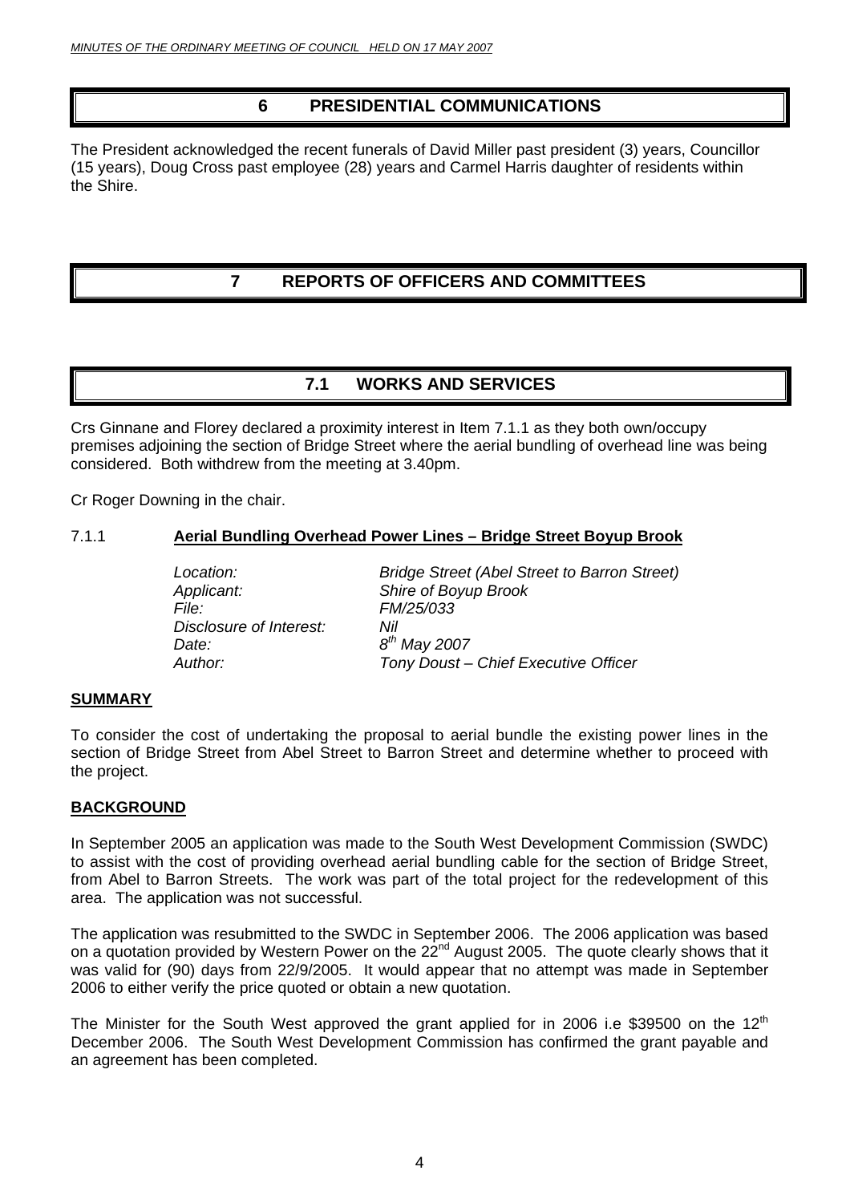# 6 PRESIDENTIAL COMMUNICATIONS

The President acknowledged the recent funerals of David Miller past president (3) years, Councillor (15 years), Doug Cross past employee (28) years and Carmel Harris daughter of residents within the Shire.

# 7 REPORTS OF OFFICERS AND COMMITTEES

## 7.1 WORKS AND SERVICES

Crs Ginnane and Florey declared a proximity interest in Item 7.1.1 as they both own/occupy premises adjoining the section of Bridge Street where the aerial bundling of overhead line was being considered. Both withdrew from the meeting at 3.40pm.

Cr Roger Downing in the chair.

### 7.1.1 Aerial Bundling Overhead Power Lines – Bridge Street Boyup Brook

| | |
|---|---|
| *Location:* | *Bridge Street (Abel Street to Barron Street)* |
| *Applicant:* | *Shire of Boyup Brook* |
| *File:* | *FM/25/033* |
| *Disclosure of Interest:* | *Nil* |
| *Date:* | *8th May 2007* |
| *Author:* | *Tony Doust – Chief Executive Officer* |

**SUMMARY**

To consider the cost of undertaking the proposal to aerial bundle the existing power lines in the section of Bridge Street from Abel Street to Barron Street and determine whether to proceed with the project.

**BACKGROUND**

In September 2005 an application was made to the South West Development Commission (SWDC) to assist with the cost of providing overhead aerial bundling cable for the section of Bridge Street, from Abel to Barron Streets. The work was part of the total project for the redevelopment of this area. The application was not successful.

The application was resubmitted to the SWDC in September 2006. The 2006 application was based on a quotation provided by Western Power on the 22nd August 2005. The quote clearly shows that it was valid for (90) days from 22/9/2005. It would appear that no attempt was made in September 2006 to either verify the price quoted or obtain a new quotation.

The Minister for the South West approved the grant applied for in 2006 i.e $39500 on the 12th December 2006. The South West Development Commission has confirmed the grant payable and an agreement has been completed.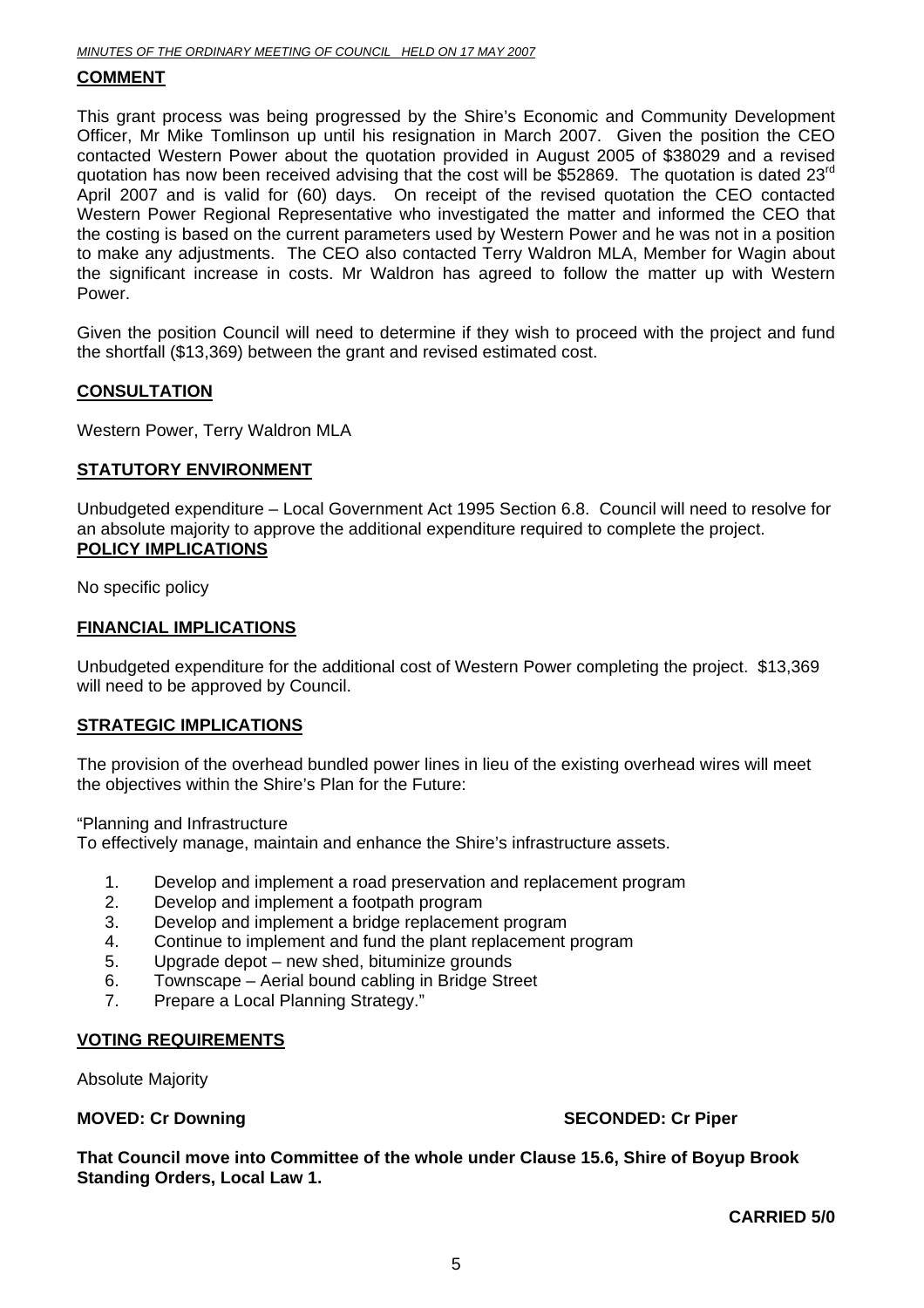## COMMENT

This grant process was being progressed by the Shire's Economic and Community Development Officer, Mr Mike Tomlinson up until his resignation in March 2007. Given the position the CEO contacted Western Power about the quotation provided in August 2005 of $38029 and a revised quotation has now been received advising that the cost will be $52869. The quotation is dated 23rd April 2007 and is valid for (60) days. On receipt of the revised quotation the CEO contacted Western Power Regional Representative who investigated the matter and informed the CEO that the costing is based on the current parameters used by Western Power and he was not in a position to make any adjustments. The CEO also contacted Terry Waldron MLA, Member for Wagin about the significant increase in costs. Mr Waldron has agreed to follow the matter up with Western Power.

Given the position Council will need to determine if they wish to proceed with the project and fund the shortfall ($13,369) between the grant and revised estimated cost.

## CONSULTATION

Western Power, Terry Waldron MLA

## STATUTORY ENVIRONMENT

Unbudgeted expenditure – Local Government Act 1995 Section 6.8. Council will need to resolve for an absolute majority to approve the additional expenditure required to complete the project.

## POLICY IMPLICATIONS

No specific policy

## FINANCIAL IMPLICATIONS

Unbudgeted expenditure for the additional cost of Western Power completing the project. $13,369 will need to be approved by Council.

## STRATEGIC IMPLICATIONS

The provision of the overhead bundled power lines in lieu of the existing overhead wires will meet the objectives within the Shire's Plan for the Future:

"Planning and Infrastructure
To effectively manage, maintain and enhance the Shire's infrastructure assets.

1. Develop and implement a road preservation and replacement program
2. Develop and implement a footpath program
3. Develop and implement a bridge replacement program
4. Continue to implement and fund the plant replacement program
5. Upgrade depot – new shed, bituminize grounds
6. Townscape – Aerial bound cabling in Bridge Street
7. Prepare a Local Planning Strategy."

## VOTING REQUIREMENTS

Absolute Majority

**MOVED: Cr Downing** **SECONDED: Cr Piper**

**That Council move into Committee of the whole under Clause 15.6, Shire of Boyup Brook Standing Orders, Local Law 1.**

**CARRIED 5/0**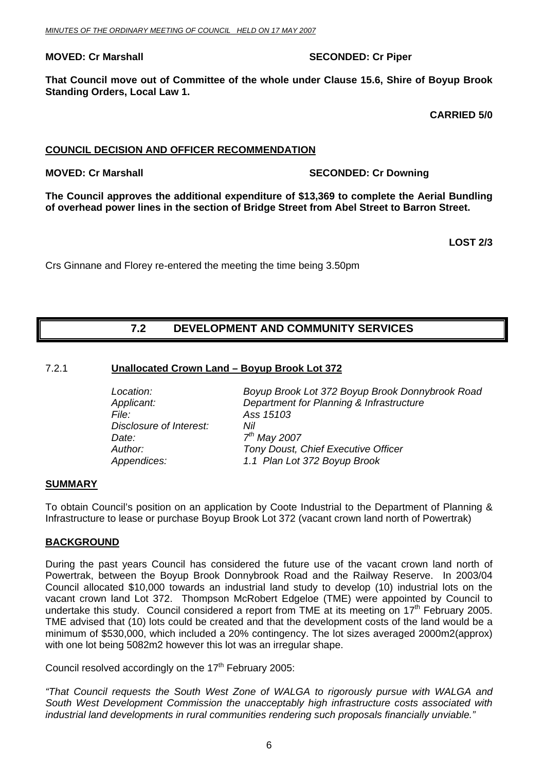**MOVED: Cr Marshall SECONDED: Cr Piper**

**That Council move out of Committee of the whole under Clause 15.6, Shire of Boyup Brook Standing Orders, Local Law 1.**

**CARRIED 5/0**

**COUNCIL DECISION AND OFFICER RECOMMENDATION**

**MOVED: Cr Marshall SECONDED: Cr Downing**

**The Council approves the additional expenditure of $13,369 to complete the Aerial Bundling of overhead power lines in the section of Bridge Street from Abel Street to Barron Street.**

**LOST 2/3**

Crs Ginnane and Florey re-entered the meeting the time being 3.50pm

## 7.2 DEVELOPMENT AND COMMUNITY SERVICES

### 7.2.1 Unallocated Crown Land – Boyup Brook Lot 372

| | |
|---|---|
| *Location:* | *Boyup Brook Lot 372 Boyup Brook Donnybrook Road* |
| *Applicant:* | *Department for Planning & Infrastructure* |
| *File:* | *Ass 15103* |
| *Disclosure of Interest:* | *Nil* |
| *Date:* | *7th May 2007* |
| *Author:* | *Tony Doust, Chief Executive Officer* |
| *Appendices:* | *1.1 Plan Lot 372 Boyup Brook* |

**SUMMARY**

To obtain Council's position on an application by Coote Industrial to the Department of Planning & Infrastructure to lease or purchase Boyup Brook Lot 372 (vacant crown land north of Powertrak)

**BACKGROUND**

During the past years Council has considered the future use of the vacant crown land north of Powertrak, between the Boyup Brook Donnybrook Road and the Railway Reserve. In 2003/04 Council allocated $10,000 towards an industrial land study to develop (10) industrial lots on the vacant crown land Lot 372. Thompson McRobert Edgeloe (TME) were appointed by Council to undertake this study. Council considered a report from TME at its meeting on 17th February 2005. TME advised that (10) lots could be created and that the development costs of the land would be a minimum of $530,000, which included a 20% contingency. The lot sizes averaged 2000m2(approx) with one lot being 5082m2 however this lot was an irregular shape.

Council resolved accordingly on the 17th February 2005:

*"That Council requests the South West Zone of WALGA to rigorously pursue with WALGA and South West Development Commission the unacceptably high infrastructure costs associated with industrial land developments in rural communities rendering such proposals financially unviable."*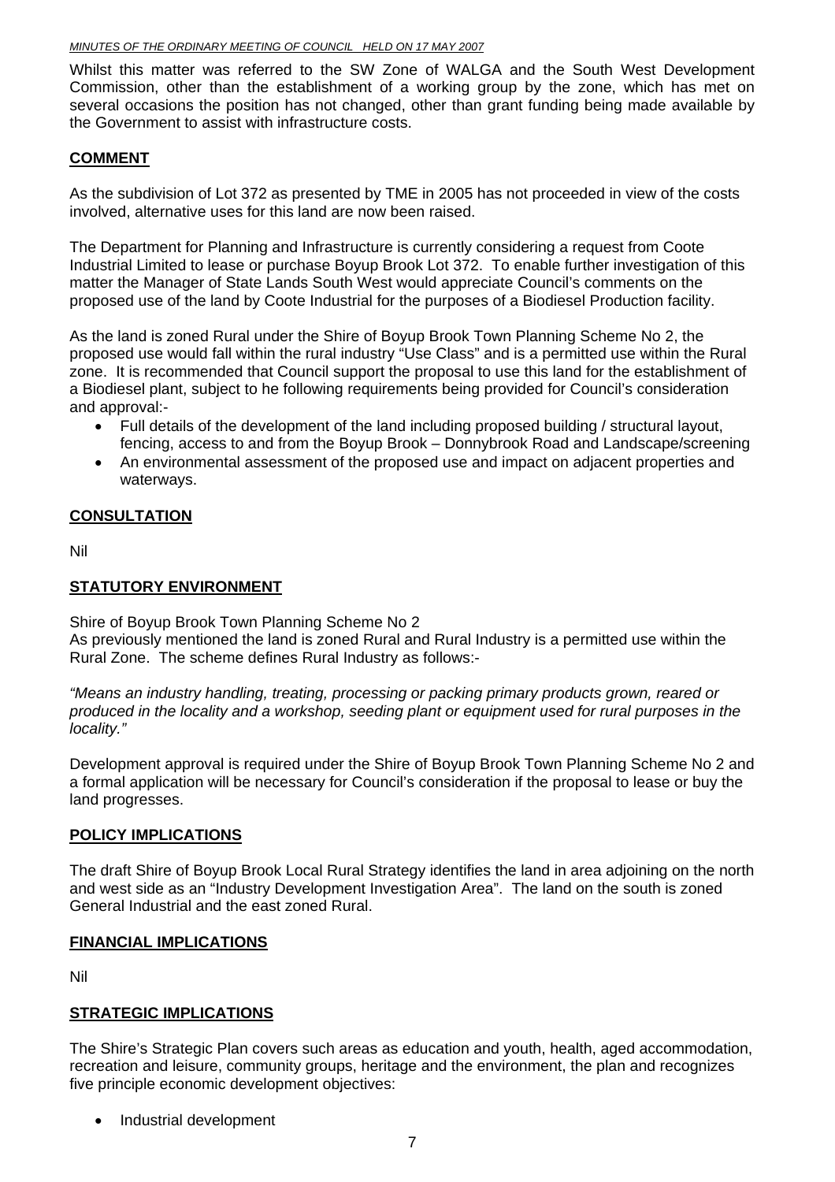Whilst this matter was referred to the SW Zone of WALGA and the South West Development Commission, other than the establishment of a working group by the zone, which has met on several occasions the position has not changed, other than grant funding being made available by the Government to assist with infrastructure costs.

## COMMENT

As the subdivision of Lot 372 as presented by TME in 2005 has not proceeded in view of the costs involved, alternative uses for this land are now been raised.

The Department for Planning and Infrastructure is currently considering a request from Coote Industrial Limited to lease or purchase Boyup Brook Lot 372. To enable further investigation of this matter the Manager of State Lands South West would appreciate Council's comments on the proposed use of the land by Coote Industrial for the purposes of a Biodiesel Production facility.

As the land is zoned Rural under the Shire of Boyup Brook Town Planning Scheme No 2, the proposed use would fall within the rural industry "Use Class" and is a permitted use within the Rural zone. It is recommended that Council support the proposal to use this land for the establishment of a Biodiesel plant, subject to he following requirements being provided for Council's consideration and approval:-

- Full details of the development of the land including proposed building / structural layout, fencing, access to and from the Boyup Brook – Donnybrook Road and Landscape/screening
- An environmental assessment of the proposed use and impact on adjacent properties and waterways.

## CONSULTATION

Nil

## STATUTORY ENVIRONMENT

Shire of Boyup Brook Town Planning Scheme No 2
As previously mentioned the land is zoned Rural and Rural Industry is a permitted use within the Rural Zone. The scheme defines Rural Industry as follows:-

*"Means an industry handling, treating, processing or packing primary products grown, reared or produced in the locality and a workshop, seeding plant or equipment used for rural purposes in the locality."*

Development approval is required under the Shire of Boyup Brook Town Planning Scheme No 2 and a formal application will be necessary for Council's consideration if the proposal to lease or buy the land progresses.

## POLICY IMPLICATIONS

The draft Shire of Boyup Brook Local Rural Strategy identifies the land in area adjoining on the north and west side as an "Industry Development Investigation Area". The land on the south is zoned General Industrial and the east zoned Rural.

## FINANCIAL IMPLICATIONS

Nil

## STRATEGIC IMPLICATIONS

The Shire's Strategic Plan covers such areas as education and youth, health, aged accommodation, recreation and leisure, community groups, heritage and the environment, the plan and recognizes five principle economic development objectives:

- Industrial development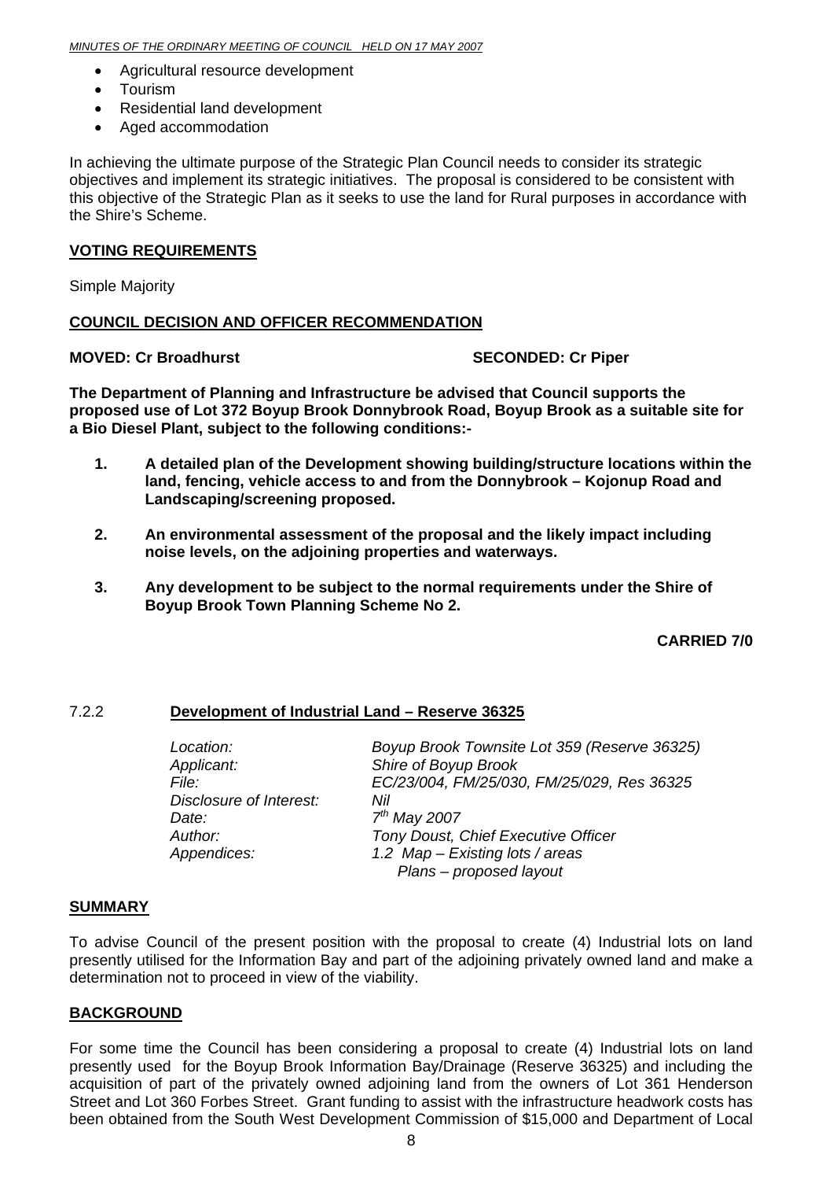- Agricultural resource development
- Tourism
- Residential land development
- Aged accommodation

In achieving the ultimate purpose of the Strategic Plan Council needs to consider its strategic objectives and implement its strategic initiatives. The proposal is considered to be consistent with this objective of the Strategic Plan as it seeks to use the land for Rural purposes in accordance with the Shire's Scheme.

## VOTING REQUIREMENTS

Simple Majority

## COUNCIL DECISION AND OFFICER RECOMMENDATION

**MOVED: Cr Broadhurst** **SECONDED: Cr Piper**

**The Department of Planning and Infrastructure be advised that Council supports the proposed use of Lot 372 Boyup Brook Donnybrook Road, Boyup Brook as a suitable site for a Bio Diesel Plant, subject to the following conditions:-**

1. **A detailed plan of the Development showing building/structure locations within the land, fencing, vehicle access to and from the Donnybrook – Kojonup Road and Landscaping/screening proposed.**

2. **An environmental assessment of the proposal and the likely impact including noise levels, on the adjoining properties and waterways.**

3. **Any development to be subject to the normal requirements under the Shire of Boyup Brook Town Planning Scheme No 2.**

**CARRIED 7/0**

## 7.2.2 Development of Industrial Land – Reserve 36325

| | |
|---|---|
| *Location:* | *Boyup Brook Townsite Lot 359 (Reserve 36325)* |
| *Applicant:* | *Shire of Boyup Brook* |
| *File:* | *EC/23/004, FM/25/030, FM/25/029, Res 36325* |
| *Disclosure of Interest:* | *Nil* |
| *Date:* | *7th May 2007* |
| *Author:* | *Tony Doust, Chief Executive Officer* |
| *Appendices:* | *1.2 Map – Existing lots / areas*<br>*Plans – proposed layout* |

## SUMMARY

To advise Council of the present position with the proposal to create (4) Industrial lots on land presently utilised for the Information Bay and part of the adjoining privately owned land and make a determination not to proceed in view of the viability.

## BACKGROUND

For some time the Council has been considering a proposal to create (4) Industrial lots on land presently used for the Boyup Brook Information Bay/Drainage (Reserve 36325) and including the acquisition of part of the privately owned adjoining land from the owners of Lot 361 Henderson Street and Lot 360 Forbes Street. Grant funding to assist with the infrastructure headwork costs has been obtained from the South West Development Commission of $15,000 and Department of Local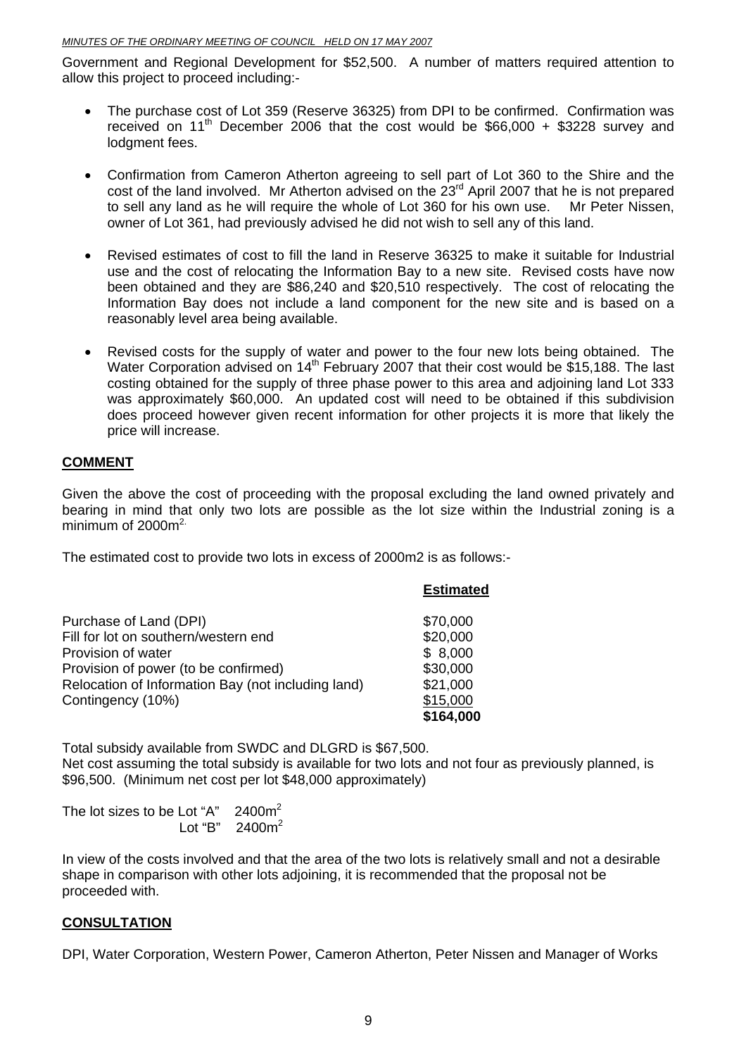Government and Regional Development for $52,500. A number of matters required attention to allow this project to proceed including:-

- The purchase cost of Lot 359 (Reserve 36325) from DPI to be confirmed. Confirmation was received on 11th December 2006 that the cost would be $66,000 + $3228 survey and lodgment fees.

- Confirmation from Cameron Atherton agreeing to sell part of Lot 360 to the Shire and the cost of the land involved. Mr Atherton advised on the 23rd April 2007 that he is not prepared to sell any land as he will require the whole of Lot 360 for his own use. Mr Peter Nissen, owner of Lot 361, had previously advised he did not wish to sell any of this land.

- Revised estimates of cost to fill the land in Reserve 36325 to make it suitable for Industrial use and the cost of relocating the Information Bay to a new site. Revised costs have now been obtained and they are $86,240 and $20,510 respectively. The cost of relocating the Information Bay does not include a land component for the new site and is based on a reasonably level area being available.

- Revised costs for the supply of water and power to the four new lots being obtained. The Water Corporation advised on 14th February 2007 that their cost would be $15,188. The last costing obtained for the supply of three phase power to this area and adjoining land Lot 333 was approximately $60,000. An updated cost will need to be obtained if this subdivision does proceed however given recent information for other projects it is more that likely the price will increase.

## COMMENT

Given the above the cost of proceeding with the proposal excluding the land owned privately and bearing in mind that only two lots are possible as the lot size within the Industrial zoning is a minimum of 2000m$^2$.

The estimated cost to provide two lots in excess of 2000m2 is as follows:-

| | **Estimated** |
|---|---|
| Purchase of Land (DPI) | $70,000 |
| Fill for lot on southern/western end | $20,000 |
| Provision of water | $ 8,000 |
| Provision of power (to be confirmed) | $30,000 |
| Relocation of Information Bay (not including land) | $21,000 |
| Contingency (10%) | $15,000 |
| | **$164,000** |

Total subsidy available from SWDC and DLGRD is $67,500.
Net cost assuming the total subsidy is available for two lots and not four as previously planned, is $96,500. (Minimum net cost per lot $48,000 approximately)

The lot sizes to be Lot "A" 2400m$^2$
Lot "B" 2400m$^2$

In view of the costs involved and that the area of the two lots is relatively small and not a desirable shape in comparison with other lots adjoining, it is recommended that the proposal not be proceeded with.

## CONSULTATION

DPI, Water Corporation, Western Power, Cameron Atherton, Peter Nissen and Manager of Works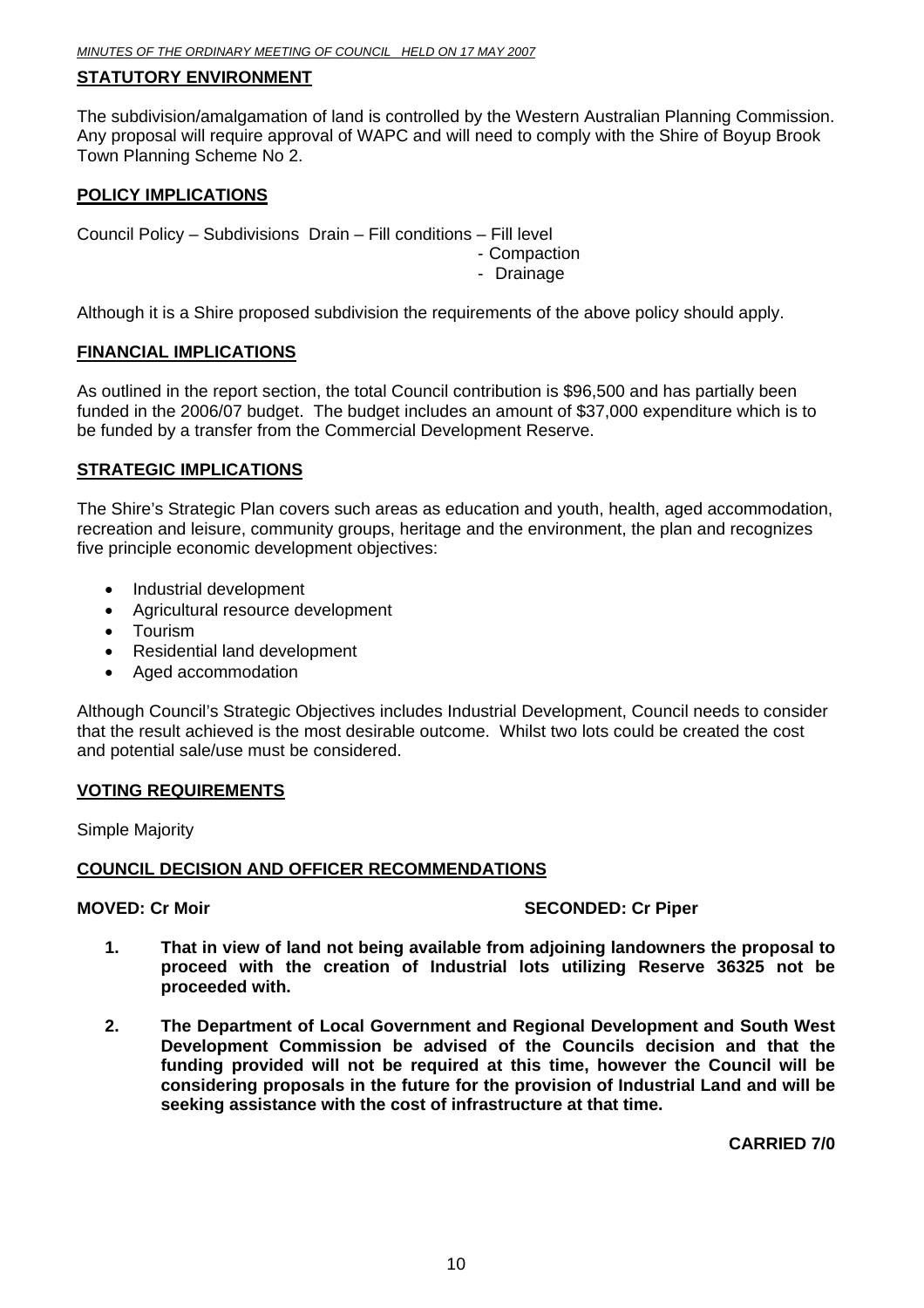## STATUTORY ENVIRONMENT

The subdivision/amalgamation of land is controlled by the Western Australian Planning Commission. Any proposal will require approval of WAPC and will need to comply with the Shire of Boyup Brook Town Planning Scheme No 2.

## POLICY IMPLICATIONS

Council Policy – Subdivisions Drain – Fill conditions – Fill level
- Compaction
- Drainage

Although it is a Shire proposed subdivision the requirements of the above policy should apply.

## FINANCIAL IMPLICATIONS

As outlined in the report section, the total Council contribution is $96,500 and has partially been funded in the 2006/07 budget. The budget includes an amount of $37,000 expenditure which is to be funded by a transfer from the Commercial Development Reserve.

## STRATEGIC IMPLICATIONS

The Shire's Strategic Plan covers such areas as education and youth, health, aged accommodation, recreation and leisure, community groups, heritage and the environment, the plan and recognizes five principle economic development objectives:

- Industrial development
- Agricultural resource development
- Tourism
- Residential land development
- Aged accommodation

Although Council's Strategic Objectives includes Industrial Development, Council needs to consider that the result achieved is the most desirable outcome. Whilst two lots could be created the cost and potential sale/use must be considered.

## VOTING REQUIREMENTS

Simple Majority

## COUNCIL DECISION AND OFFICER RECOMMENDATIONS

**MOVED: Cr Moir** **SECONDED: Cr Piper**

1. **That in view of land not being available from adjoining landowners the proposal to proceed with the creation of Industrial lots utilizing Reserve 36325 not be proceeded with.**

2. **The Department of Local Government and Regional Development and South West Development Commission be advised of the Councils decision and that the funding provided will not be required at this time, however the Council will be considering proposals in the future for the provision of Industrial Land and will be seeking assistance with the cost of infrastructure at that time.**

**CARRIED 7/0**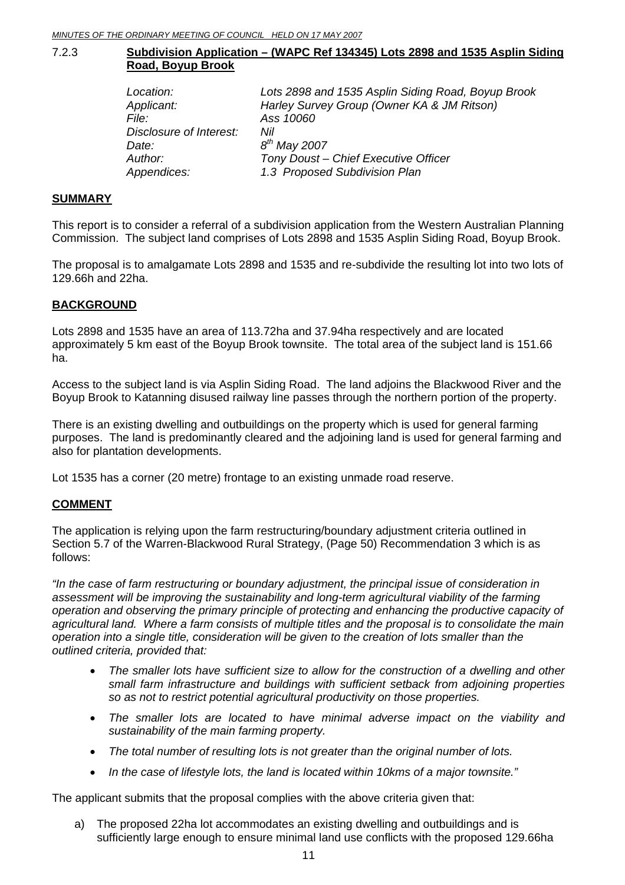### 7.2.3 **Subdivision Application – (WAPC Ref 134345) Lots 2898 and 1535 Asplin Siding Road, Boyup Brook**

| | |
|---|---|
| *Location:* | *Lots 2898 and 1535 Asplin Siding Road, Boyup Brook* |
| *Applicant:* | *Harley Survey Group (Owner KA & JM Ritson)* |
| *File:* | *Ass 10060* |
| *Disclosure of Interest:* | *Nil* |
| *Date:* | *8th May 2007* |
| *Author:* | *Tony Doust – Chief Executive Officer* |
| *Appendices:* | *1.3 Proposed Subdivision Plan* |

## **SUMMARY**

This report is to consider a referral of a subdivision application from the Western Australian Planning Commission. The subject land comprises of Lots 2898 and 1535 Asplin Siding Road, Boyup Brook.

The proposal is to amalgamate Lots 2898 and 1535 and re-subdivide the resulting lot into two lots of 129.66h and 22ha.

## **BACKGROUND**

Lots 2898 and 1535 have an area of 113.72ha and 37.94ha respectively and are located approximately 5 km east of the Boyup Brook townsite. The total area of the subject land is 151.66 ha.

Access to the subject land is via Asplin Siding Road. The land adjoins the Blackwood River and the Boyup Brook to Katanning disused railway line passes through the northern portion of the property.

There is an existing dwelling and outbuildings on the property which is used for general farming purposes. The land is predominantly cleared and the adjoining land is used for general farming and also for plantation developments.

Lot 1535 has a corner (20 metre) frontage to an existing unmade road reserve.

## **COMMENT**

The application is relying upon the farm restructuring/boundary adjustment criteria outlined in Section 5.7 of the Warren-Blackwood Rural Strategy, (Page 50) Recommendation 3 which is as follows:

*"In the case of farm restructuring or boundary adjustment, the principal issue of consideration in assessment will be improving the sustainability and long-term agricultural viability of the farming operation and observing the primary principle of protecting and enhancing the productive capacity of agricultural land. Where a farm consists of multiple titles and the proposal is to consolidate the main operation into a single title, consideration will be given to the creation of lots smaller than the outlined criteria, provided that:*

- *The smaller lots have sufficient size to allow for the construction of a dwelling and other small farm infrastructure and buildings with sufficient setback from adjoining properties so as not to restrict potential agricultural productivity on those properties.*
- *The smaller lots are located to have minimal adverse impact on the viability and sustainability of the main farming property.*
- *The total number of resulting lots is not greater than the original number of lots.*
- *In the case of lifestyle lots, the land is located within 10kms of a major townsite."*

The applicant submits that the proposal complies with the above criteria given that:

a) The proposed 22ha lot accommodates an existing dwelling and outbuildings and is sufficiently large enough to ensure minimal land use conflicts with the proposed 129.66ha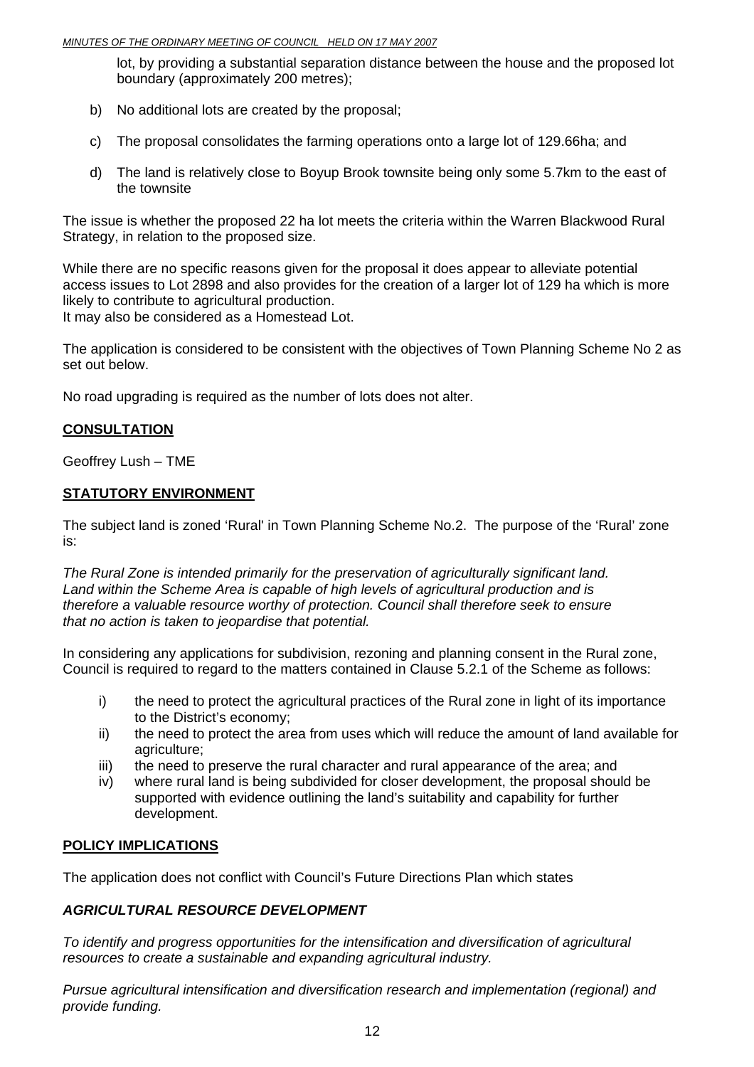lot, by providing a substantial separation distance between the house and the proposed lot boundary (approximately 200 metres);

b) No additional lots are created by the proposal;

c) The proposal consolidates the farming operations onto a large lot of 129.66ha; and

d) The land is relatively close to Boyup Brook townsite being only some 5.7km to the east of the townsite

The issue is whether the proposed 22 ha lot meets the criteria within the Warren Blackwood Rural Strategy, in relation to the proposed size.

While there are no specific reasons given for the proposal it does appear to alleviate potential access issues to Lot 2898 and also provides for the creation of a larger lot of 129 ha which is more likely to contribute to agricultural production.
It may also be considered as a Homestead Lot.

The application is considered to be consistent with the objectives of Town Planning Scheme No 2 as set out below.

No road upgrading is required as the number of lots does not alter.

## CONSULTATION

Geoffrey Lush – TME

## STATUTORY ENVIRONMENT

The subject land is zoned 'Rural' in Town Planning Scheme No.2. The purpose of the 'Rural' zone is:

*The Rural Zone is intended primarily for the preservation of agriculturally significant land. Land within the Scheme Area is capable of high levels of agricultural production and is therefore a valuable resource worthy of protection. Council shall therefore seek to ensure that no action is taken to jeopardise that potential.*

In considering any applications for subdivision, rezoning and planning consent in the Rural zone, Council is required to regard to the matters contained in Clause 5.2.1 of the Scheme as follows:

i) the need to protect the agricultural practices of the Rural zone in light of its importance to the District's economy;
ii) the need to protect the area from uses which will reduce the amount of land available for agriculture;
iii) the need to preserve the rural character and rural appearance of the area; and
iv) where rural land is being subdivided for closer development, the proposal should be supported with evidence outlining the land's suitability and capability for further development.

## POLICY IMPLICATIONS

The application does not conflict with Council's Future Directions Plan which states

### *AGRICULTURAL RESOURCE DEVELOPMENT*

*To identify and progress opportunities for the intensification and diversification of agricultural resources to create a sustainable and expanding agricultural industry.*

*Pursue agricultural intensification and diversification research and implementation (regional) and provide funding.*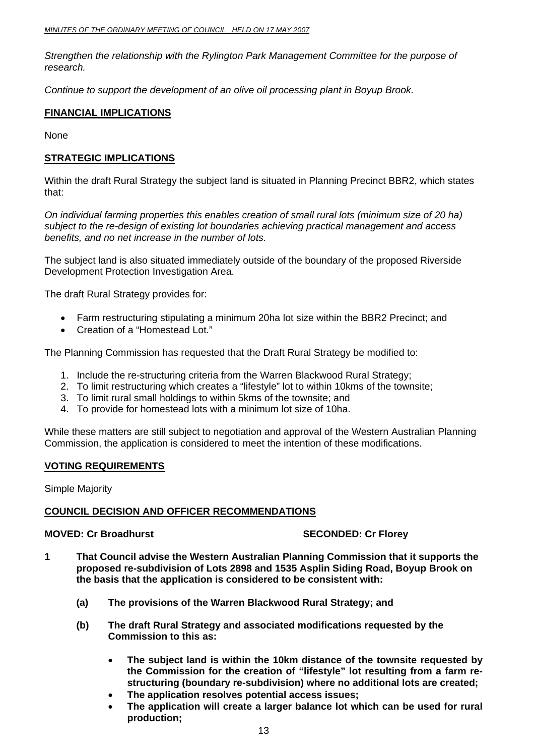*Strengthen the relationship with the Rylington Park Management Committee for the purpose of research.*

*Continue to support the development of an olive oil processing plant in Boyup Brook.*

## FINANCIAL IMPLICATIONS

None

## STRATEGIC IMPLICATIONS

Within the draft Rural Strategy the subject land is situated in Planning Precinct BBR2, which states that:

*On individual farming properties this enables creation of small rural lots (minimum size of 20 ha) subject to the re-design of existing lot boundaries achieving practical management and access benefits, and no net increase in the number of lots.*

The subject land is also situated immediately outside of the boundary of the proposed Riverside Development Protection Investigation Area.

The draft Rural Strategy provides for:

- Farm restructuring stipulating a minimum 20ha lot size within the BBR2 Precinct; and
- Creation of a "Homestead Lot."

The Planning Commission has requested that the Draft Rural Strategy be modified to:

1. Include the re-structuring criteria from the Warren Blackwood Rural Strategy;
2. To limit restructuring which creates a "lifestyle" lot to within 10kms of the townsite;
3. To limit rural small holdings to within 5kms of the townsite; and
4. To provide for homestead lots with a minimum lot size of 10ha.

While these matters are still subject to negotiation and approval of the Western Australian Planning Commission, the application is considered to meet the intention of these modifications.

## VOTING REQUIREMENTS

Simple Majority

## COUNCIL DECISION AND OFFICER RECOMMENDATIONS

**MOVED: Cr Broadhurst** **SECONDED: Cr Florey**

**1 That Council advise the Western Australian Planning Commission that it supports the proposed re-subdivision of Lots 2898 and 1535 Asplin Siding Road, Boyup Brook on the basis that the application is considered to be consistent with:**

**(a) The provisions of the Warren Blackwood Rural Strategy; and**

**(b) The draft Rural Strategy and associated modifications requested by the Commission to this as:**

- **The subject land is within the 10km distance of the townsite requested by the Commission for the creation of "lifestyle" lot resulting from a farm re-structuring (boundary re-subdivision) where no additional lots are created;**
- **The application resolves potential access issues;**
- **The application will create a larger balance lot which can be used for rural production;**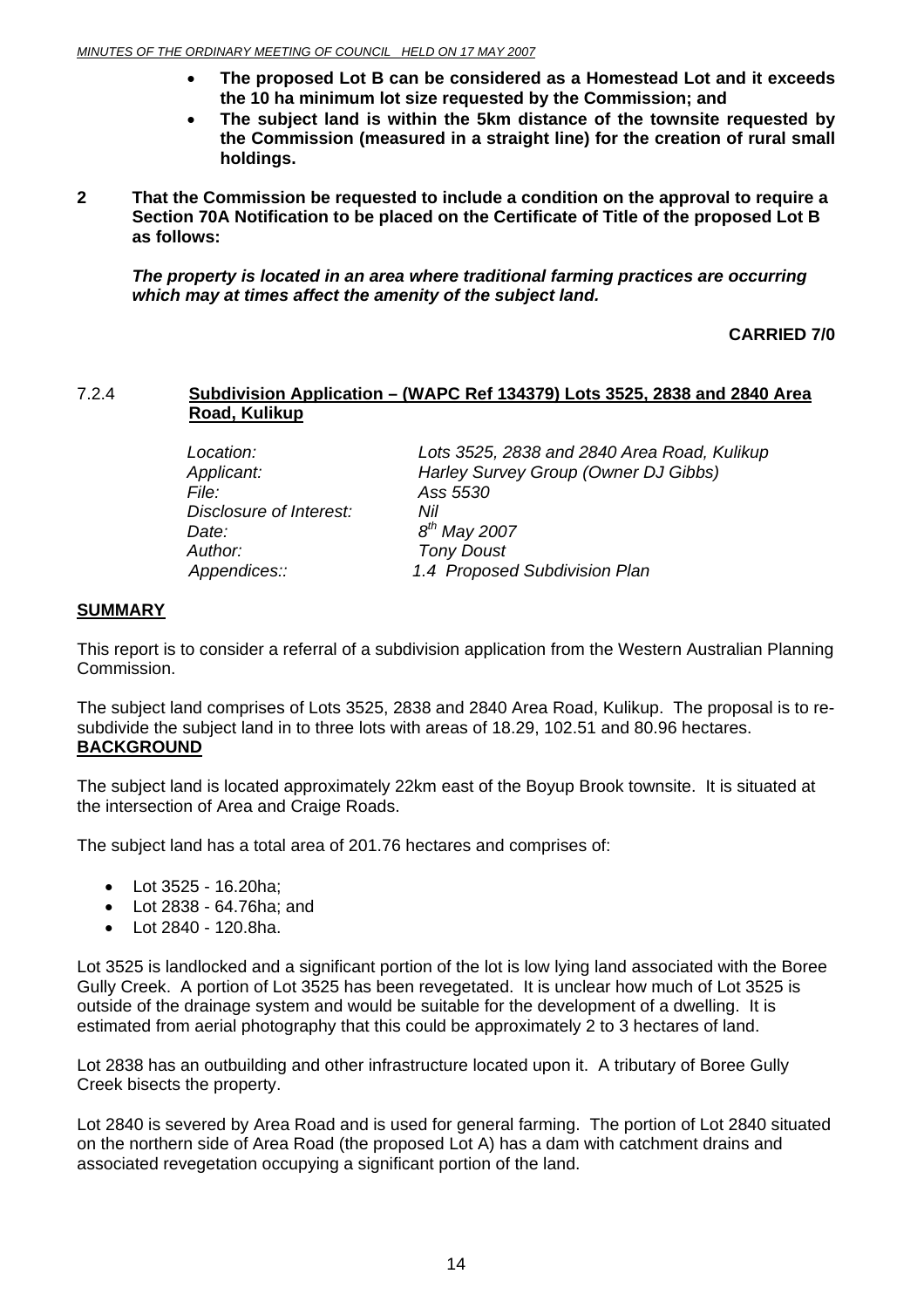- **The proposed Lot B can be considered as a Homestead Lot and it exceeds the 10 ha minimum lot size requested by the Commission; and**
- **The subject land is within the 5km distance of the townsite requested by the Commission (measured in a straight line) for the creation of rural small holdings.**

**2 That the Commission be requested to include a condition on the approval to require a Section 70A Notification to be placed on the Certificate of Title of the proposed Lot B as follows:**

***The property is located in an area where traditional farming practices are occurring which may at times affect the amenity of the subject land.***

**CARRIED 7/0**

### 7.2.4 Subdivision Application – (WAPC Ref 134379) Lots 3525, 2838 and 2840 Area Road, Kulikup

| | |
|---|---|
| *Location:* | *Lots 3525, 2838 and 2840 Area Road, Kulikup* |
| *Applicant:* | *Harley Survey Group (Owner DJ Gibbs)* |
| *File:* | *Ass 5530* |
| *Disclosure of Interest:* | *Nil* |
| *Date:* | *8th May 2007* |
| *Author:* | *Tony Doust* |
| *Appendices::* | *1.4 Proposed Subdivision Plan* |

**SUMMARY**

This report is to consider a referral of a subdivision application from the Western Australian Planning Commission.

The subject land comprises of Lots 3525, 2838 and 2840 Area Road, Kulikup. The proposal is to re-subdivide the subject land in to three lots with areas of 18.29, 102.51 and 80.96 hectares.

**BACKGROUND**

The subject land is located approximately 22km east of the Boyup Brook townsite. It is situated at the intersection of Area and Craige Roads.

The subject land has a total area of 201.76 hectares and comprises of:

- Lot 3525 - 16.20ha;
- Lot 2838 - 64.76ha; and
- Lot 2840 - 120.8ha.

Lot 3525 is landlocked and a significant portion of the lot is low lying land associated with the Boree Gully Creek. A portion of Lot 3525 has been revegetated. It is unclear how much of Lot 3525 is outside of the drainage system and would be suitable for the development of a dwelling. It is estimated from aerial photography that this could be approximately 2 to 3 hectares of land.

Lot 2838 has an outbuilding and other infrastructure located upon it. A tributary of Boree Gully Creek bisects the property.

Lot 2840 is severed by Area Road and is used for general farming. The portion of Lot 2840 situated on the northern side of Area Road (the proposed Lot A) has a dam with catchment drains and associated revegetation occupying a significant portion of the land.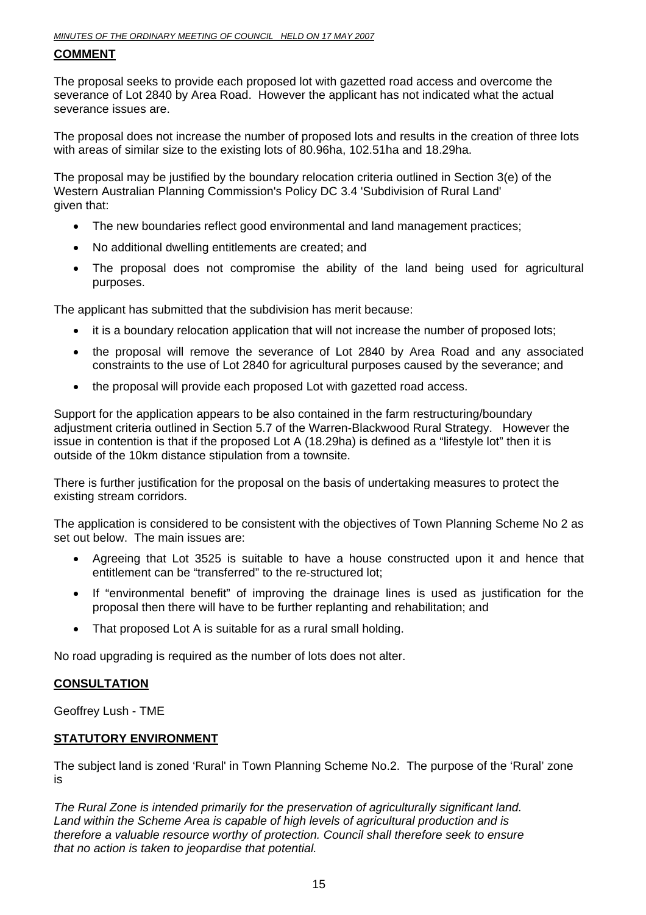## COMMENT

The proposal seeks to provide each proposed lot with gazetted road access and overcome the severance of Lot 2840 by Area Road. However the applicant has not indicated what the actual severance issues are.

The proposal does not increase the number of proposed lots and results in the creation of three lots with areas of similar size to the existing lots of 80.96ha, 102.51ha and 18.29ha.

The proposal may be justified by the boundary relocation criteria outlined in Section 3(e) of the Western Australian Planning Commission's Policy DC 3.4 'Subdivision of Rural Land' given that:

- The new boundaries reflect good environmental and land management practices;
- No additional dwelling entitlements are created; and
- The proposal does not compromise the ability of the land being used for agricultural purposes.

The applicant has submitted that the subdivision has merit because:

- it is a boundary relocation application that will not increase the number of proposed lots;
- the proposal will remove the severance of Lot 2840 by Area Road and any associated constraints to the use of Lot 2840 for agricultural purposes caused by the severance; and
- the proposal will provide each proposed Lot with gazetted road access.

Support for the application appears to be also contained in the farm restructuring/boundary adjustment criteria outlined in Section 5.7 of the Warren-Blackwood Rural Strategy. However the issue in contention is that if the proposed Lot A (18.29ha) is defined as a "lifestyle lot" then it is outside of the 10km distance stipulation from a townsite.

There is further justification for the proposal on the basis of undertaking measures to protect the existing stream corridors.

The application is considered to be consistent with the objectives of Town Planning Scheme No 2 as set out below. The main issues are:

- Agreeing that Lot 3525 is suitable to have a house constructed upon it and hence that entitlement can be "transferred" to the re-structured lot;
- If "environmental benefit" of improving the drainage lines is used as justification for the proposal then there will have to be further replanting and rehabilitation; and
- That proposed Lot A is suitable for as a rural small holding.

No road upgrading is required as the number of lots does not alter.

## CONSULTATION

Geoffrey Lush - TME

## STATUTORY ENVIRONMENT

The subject land is zoned 'Rural' in Town Planning Scheme No.2. The purpose of the 'Rural' zone is

*The Rural Zone is intended primarily for the preservation of agriculturally significant land. Land within the Scheme Area is capable of high levels of agricultural production and is therefore a valuable resource worthy of protection. Council shall therefore seek to ensure that no action is taken to jeopardise that potential.*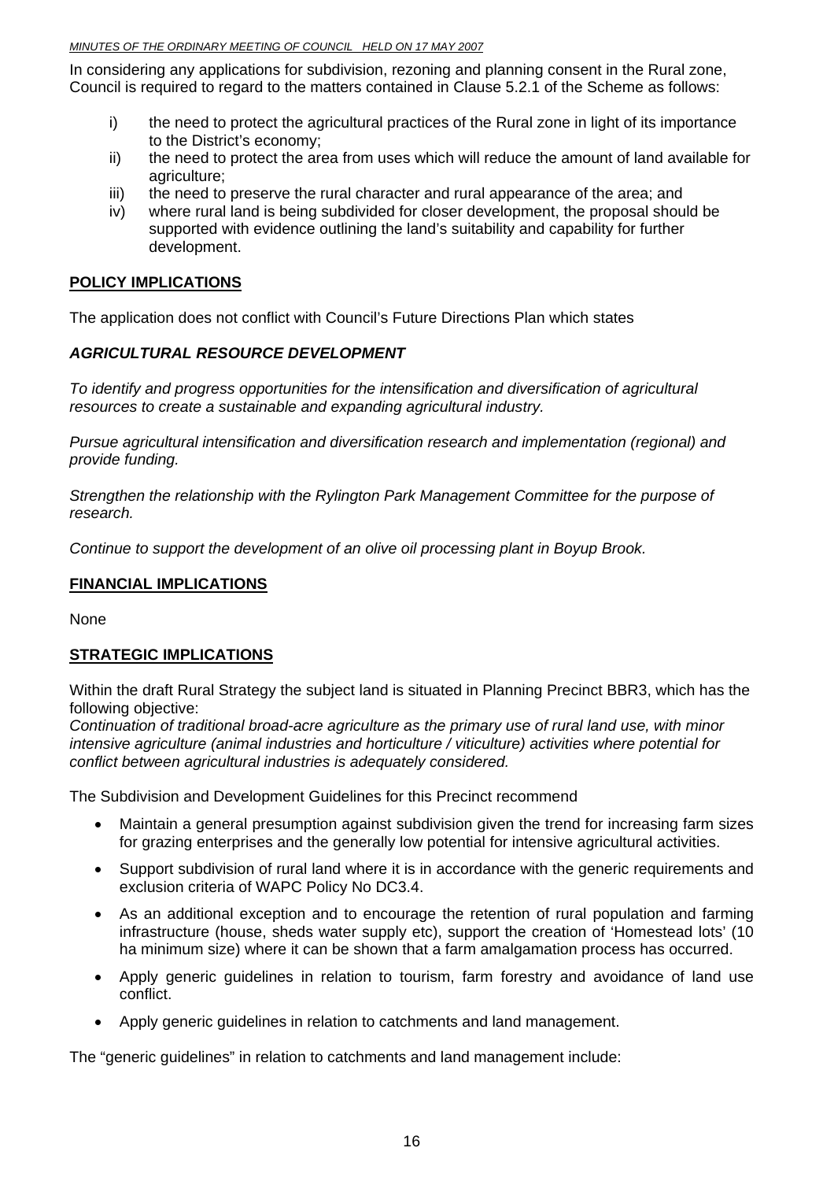In considering any applications for subdivision, rezoning and planning consent in the Rural zone, Council is required to regard to the matters contained in Clause 5.2.1 of the Scheme as follows:

- i) the need to protect the agricultural practices of the Rural zone in light of its importance to the District's economy;
- ii) the need to protect the area from uses which will reduce the amount of land available for agriculture;
- iii) the need to preserve the rural character and rural appearance of the area; and
- iv) where rural land is being subdivided for closer development, the proposal should be supported with evidence outlining the land's suitability and capability for further development.

## POLICY IMPLICATIONS

The application does not conflict with Council's Future Directions Plan which states

### *AGRICULTURAL RESOURCE DEVELOPMENT*

*To identify and progress opportunities for the intensification and diversification of agricultural resources to create a sustainable and expanding agricultural industry.*

*Pursue agricultural intensification and diversification research and implementation (regional) and provide funding.*

*Strengthen the relationship with the Rylington Park Management Committee for the purpose of research.*

*Continue to support the development of an olive oil processing plant in Boyup Brook.*

## FINANCIAL IMPLICATIONS

None

## STRATEGIC IMPLICATIONS

Within the draft Rural Strategy the subject land is situated in Planning Precinct BBR3, which has the following objective:
*Continuation of traditional broad-acre agriculture as the primary use of rural land use, with minor intensive agriculture (animal industries and horticulture / viticulture) activities where potential for conflict between agricultural industries is adequately considered.*

The Subdivision and Development Guidelines for this Precinct recommend

- Maintain a general presumption against subdivision given the trend for increasing farm sizes for grazing enterprises and the generally low potential for intensive agricultural activities.
- Support subdivision of rural land where it is in accordance with the generic requirements and exclusion criteria of WAPC Policy No DC3.4.
- As an additional exception and to encourage the retention of rural population and farming infrastructure (house, sheds water supply etc), support the creation of 'Homestead lots' (10 ha minimum size) where it can be shown that a farm amalgamation process has occurred.
- Apply generic guidelines in relation to tourism, farm forestry and avoidance of land use conflict.
- Apply generic guidelines in relation to catchments and land management.

The "generic guidelines" in relation to catchments and land management include: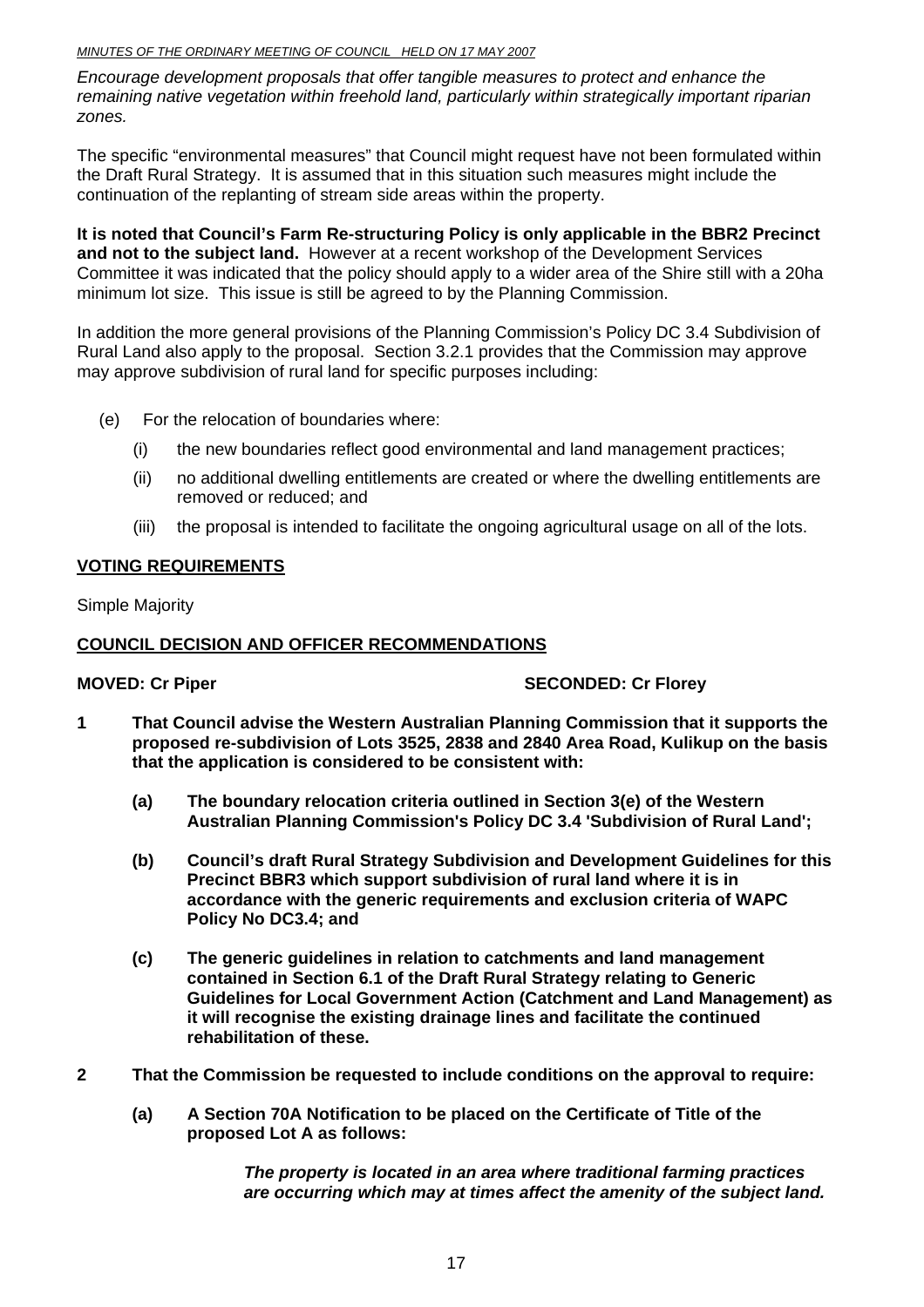*Encourage development proposals that offer tangible measures to protect and enhance the remaining native vegetation within freehold land, particularly within strategically important riparian zones.*

The specific "environmental measures" that Council might request have not been formulated within the Draft Rural Strategy. It is assumed that in this situation such measures might include the continuation of the replanting of stream side areas within the property.

**It is noted that Council's Farm Re-structuring Policy is only applicable in the BBR2 Precinct and not to the subject land.** However at a recent workshop of the Development Services Committee it was indicated that the policy should apply to a wider area of the Shire still with a 20ha minimum lot size. This issue is still be agreed to by the Planning Commission.

In addition the more general provisions of the Planning Commission's Policy DC 3.4 Subdivision of Rural Land also apply to the proposal. Section 3.2.1 provides that the Commission may approve may approve subdivision of rural land for specific purposes including:

(e) For the relocation of boundaries where:

  (i) the new boundaries reflect good environmental and land management practices;

  (ii) no additional dwelling entitlements are created or where the dwelling entitlements are removed or reduced; and

  (iii) the proposal is intended to facilitate the ongoing agricultural usage on all of the lots.

## VOTING REQUIREMENTS

Simple Majority

## COUNCIL DECISION AND OFFICER RECOMMENDATIONS

**MOVED: Cr Piper** **SECONDED: Cr Florey**

**1 That Council advise the Western Australian Planning Commission that it supports the proposed re-subdivision of Lots 3525, 2838 and 2840 Area Road, Kulikup on the basis that the application is considered to be consistent with:**

  **(a) The boundary relocation criteria outlined in Section 3(e) of the Western Australian Planning Commission's Policy DC 3.4 'Subdivision of Rural Land';**

  **(b) Council's draft Rural Strategy Subdivision and Development Guidelines for this Precinct BBR3 which support subdivision of rural land where it is in accordance with the generic requirements and exclusion criteria of WAPC Policy No DC3.4; and**

  **(c) The generic guidelines in relation to catchments and land management contained in Section 6.1 of the Draft Rural Strategy relating to Generic Guidelines for Local Government Action (Catchment and Land Management) as it will recognise the existing drainage lines and facilitate the continued rehabilitation of these.**

**2 That the Commission be requested to include conditions on the approval to require:**

  **(a) A Section 70A Notification to be placed on the Certificate of Title of the proposed Lot A as follows:**

  ***The property is located in an area where traditional farming practices are occurring which may at times affect the amenity of the subject land.***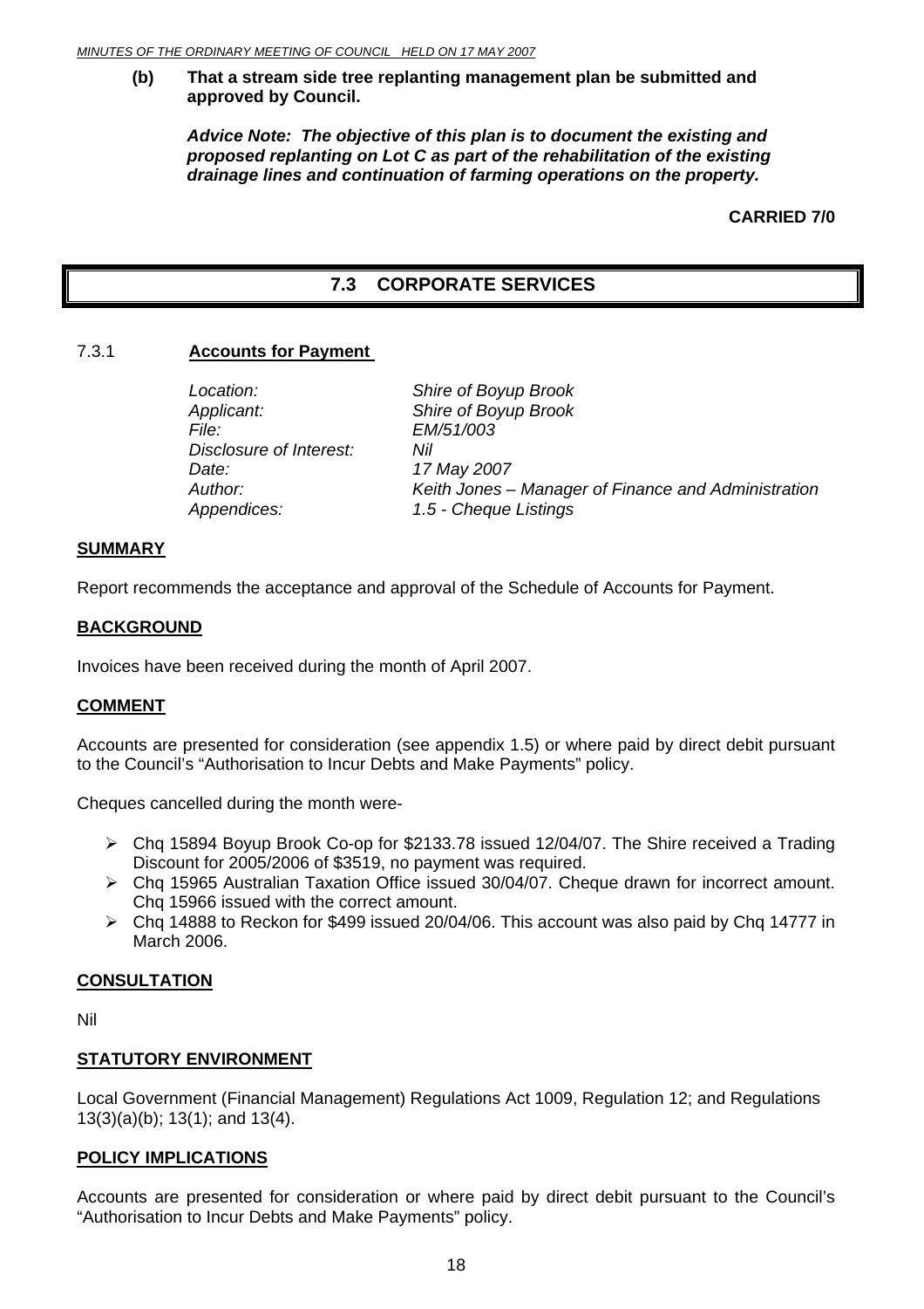**(b) That a stream side tree replanting management plan be submitted and approved by Council.**

***Advice Note: The objective of this plan is to document the existing and proposed replanting on Lot C as part of the rehabilitation of the existing drainage lines and continuation of farming operations on the property.***

**CARRIED 7/0**

## 7.3 CORPORATE SERVICES

### 7.3.1 Accounts for Payment

| | |
|---|---|
| *Location:* | *Shire of Boyup Brook* |
| *Applicant:* | *Shire of Boyup Brook* |
| *File:* | *EM/51/003* |
| *Disclosure of Interest:* | *Nil* |
| *Date:* | *17 May 2007* |
| *Author:* | *Keith Jones – Manager of Finance and Administration* |
| *Appendices:* | *1.5 - Cheque Listings* |

**SUMMARY**

Report recommends the acceptance and approval of the Schedule of Accounts for Payment.

**BACKGROUND**

Invoices have been received during the month of April 2007.

**COMMENT**

Accounts are presented for consideration (see appendix 1.5) or where paid by direct debit pursuant to the Council's "Authorisation to Incur Debts and Make Payments" policy.

Cheques cancelled during the month were-

- Chq 15894 Boyup Brook Co-op for $2133.78 issued 12/04/07. The Shire received a Trading Discount for 2005/2006 of $3519, no payment was required.
- Chq 15965 Australian Taxation Office issued 30/04/07. Cheque drawn for incorrect amount. Chq 15966 issued with the correct amount.
- Chq 14888 to Reckon for $499 issued 20/04/06. This account was also paid by Chq 14777 in March 2006.

**CONSULTATION**

Nil

**STATUTORY ENVIRONMENT**

Local Government (Financial Management) Regulations Act 1009, Regulation 12; and Regulations 13(3)(a)(b); 13(1); and 13(4).

**POLICY IMPLICATIONS**

Accounts are presented for consideration or where paid by direct debit pursuant to the Council's "Authorisation to Incur Debts and Make Payments" policy.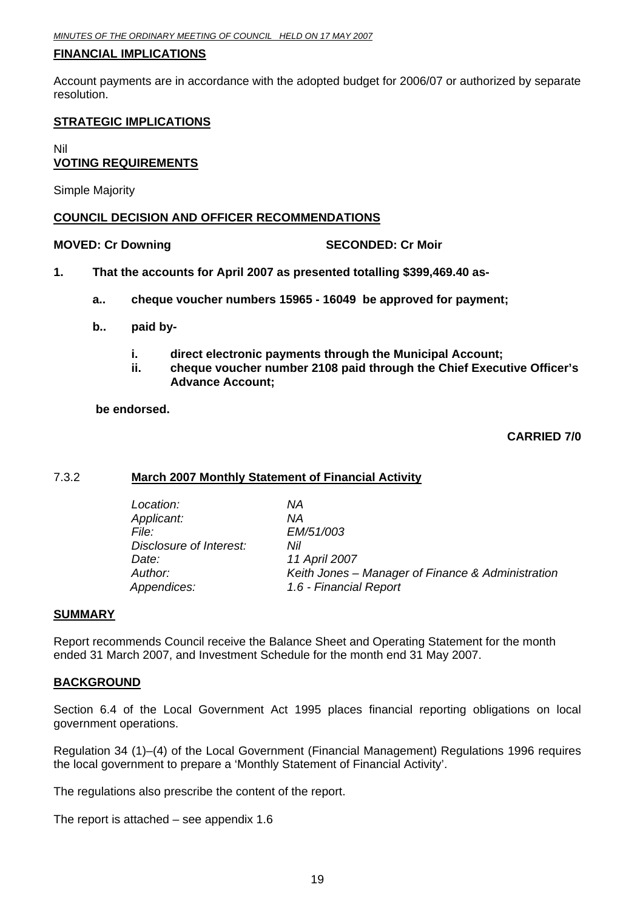**FINANCIAL IMPLICATIONS**

Account payments are in accordance with the adopted budget for 2006/07 or authorized by separate resolution.

**STRATEGIC IMPLICATIONS**

Nil

**VOTING REQUIREMENTS**

Simple Majority

**COUNCIL DECISION AND OFFICER RECOMMENDATIONS**

**MOVED: Cr Downing SECONDED: Cr Moir**

**1. That the accounts for April 2007 as presented totalling $399,469.40 as-**

**a.. cheque voucher numbers 15965 - 16049 be approved for payment;**

**b.. paid by-**

**i. direct electronic payments through the Municipal Account;**
**ii. cheque voucher number 2108 paid through the Chief Executive Officer's Advance Account;**

**be endorsed.**

**CARRIED 7/0**

## 7.3.2 March 2007 Monthly Statement of Financial Activity

*Location:* *NA*
*Applicant:* *NA*
*File:* *EM/51/003*
*Disclosure of Interest:* *Nil*
*Date:* *11 April 2007*
*Author:* *Keith Jones – Manager of Finance & Administration*
*Appendices:* *1.6 - Financial Report*

**SUMMARY**

Report recommends Council receive the Balance Sheet and Operating Statement for the month ended 31 March 2007, and Investment Schedule for the month end 31 May 2007.

**BACKGROUND**

Section 6.4 of the Local Government Act 1995 places financial reporting obligations on local government operations.

Regulation 34 (1)–(4) of the Local Government (Financial Management) Regulations 1996 requires the local government to prepare a 'Monthly Statement of Financial Activity'.

The regulations also prescribe the content of the report.

The report is attached – see appendix 1.6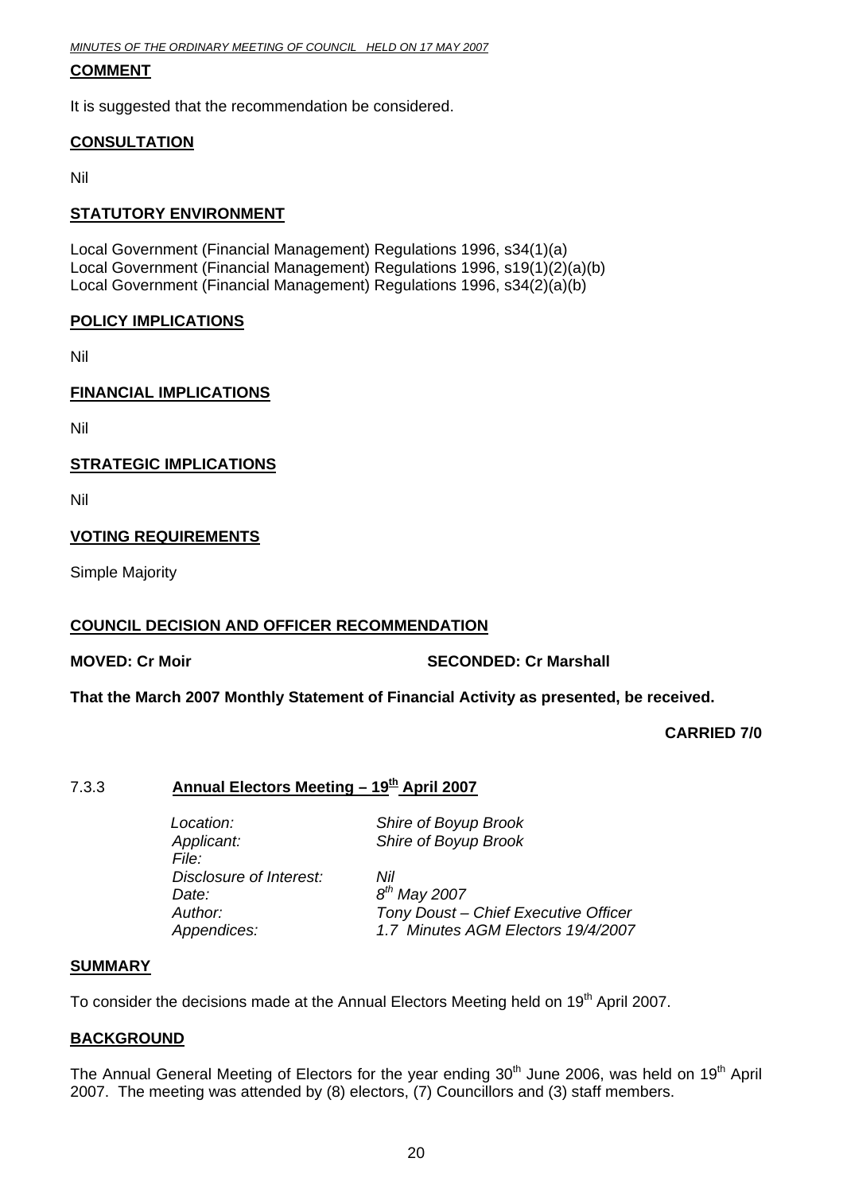**COMMENT**

It is suggested that the recommendation be considered.

**CONSULTATION**

Nil

**STATUTORY ENVIRONMENT**

Local Government (Financial Management) Regulations 1996, s34(1)(a)
Local Government (Financial Management) Regulations 1996, s19(1)(2)(a)(b)
Local Government (Financial Management) Regulations 1996, s34(2)(a)(b)

**POLICY IMPLICATIONS**

Nil

**FINANCIAL IMPLICATIONS**

Nil

**STRATEGIC IMPLICATIONS**

Nil

**VOTING REQUIREMENTS**

Simple Majority

**COUNCIL DECISION AND OFFICER RECOMMENDATION**

**MOVED: Cr Moir SECONDED: Cr Marshall**

**That the March 2007 Monthly Statement of Financial Activity as presented, be received.**

**CARRIED 7/0**

### 7.3.3 Annual Electors Meeting – 19th April 2007

| | |
|---|---|
| *Location:* | *Shire of Boyup Brook* |
| *Applicant:* | *Shire of Boyup Brook* |
| *File:* | |
| *Disclosure of Interest:* | *Nil* |
| *Date:* | *8th May 2007* |
| *Author:* | *Tony Doust – Chief Executive Officer* |
| *Appendices:* | *1.7 Minutes AGM Electors 19/4/2007* |

**SUMMARY**

To consider the decisions made at the Annual Electors Meeting held on 19th April 2007.

**BACKGROUND**

The Annual General Meeting of Electors for the year ending 30th June 2006, was held on 19th April 2007. The meeting was attended by (8) electors, (7) Councillors and (3) staff members.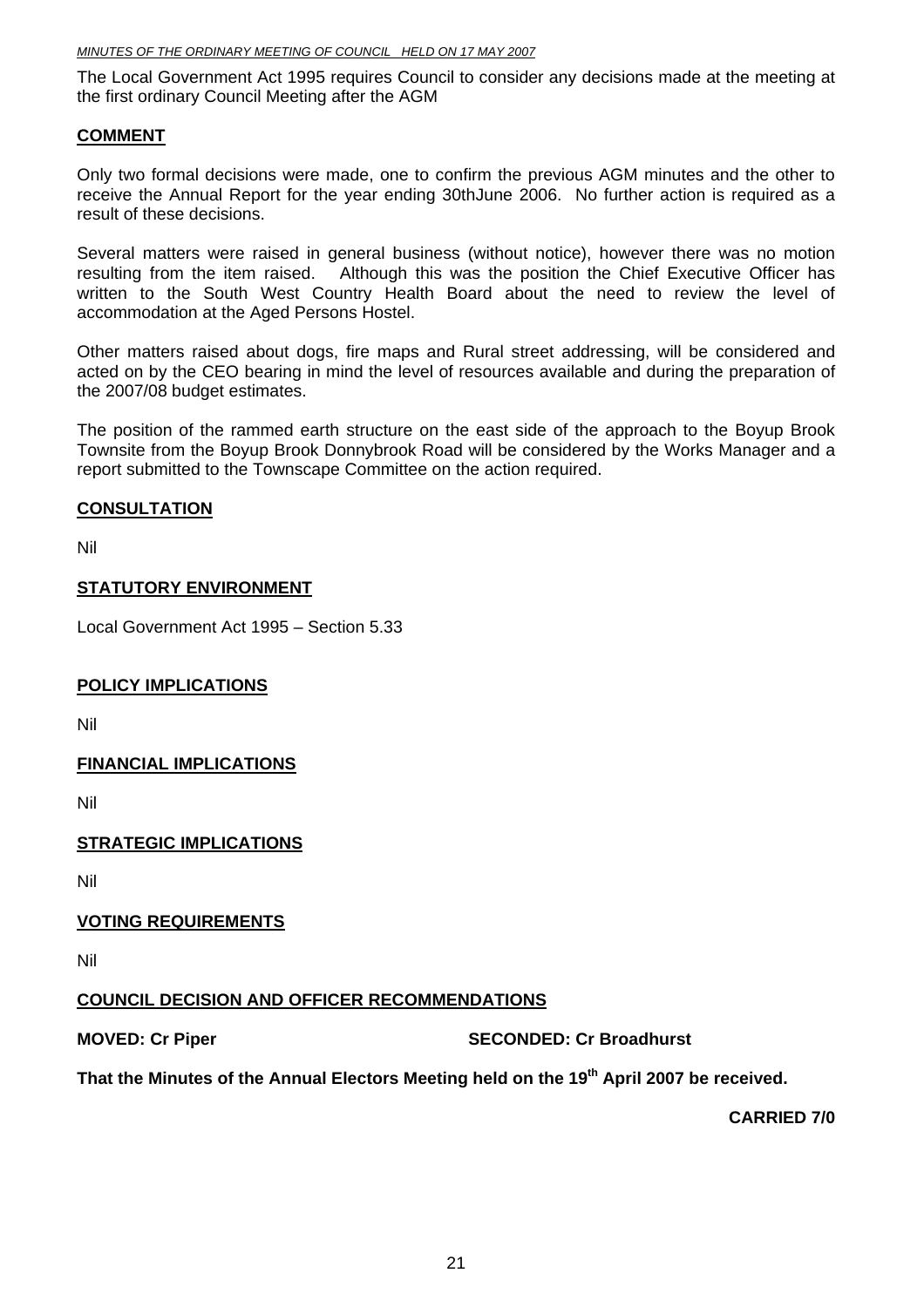The Local Government Act 1995 requires Council to consider any decisions made at the meeting at the first ordinary Council Meeting after the AGM

## COMMENT

Only two formal decisions were made, one to confirm the previous AGM minutes and the other to receive the Annual Report for the year ending 30thJune 2006. No further action is required as a result of these decisions.

Several matters were raised in general business (without notice), however there was no motion resulting from the item raised. Although this was the position the Chief Executive Officer has written to the South West Country Health Board about the need to review the level of accommodation at the Aged Persons Hostel.

Other matters raised about dogs, fire maps and Rural street addressing, will be considered and acted on by the CEO bearing in mind the level of resources available and during the preparation of the 2007/08 budget estimates.

The position of the rammed earth structure on the east side of the approach to the Boyup Brook Townsite from the Boyup Brook Donnybrook Road will be considered by the Works Manager and a report submitted to the Townscape Committee on the action required.

## CONSULTATION

Nil

## STATUTORY ENVIRONMENT

Local Government Act 1995 – Section 5.33

## POLICY IMPLICATIONS

Nil

## FINANCIAL IMPLICATIONS

Nil

## STRATEGIC IMPLICATIONS

Nil

## VOTING REQUIREMENTS

Nil

## COUNCIL DECISION AND OFFICER RECOMMENDATIONS

**MOVED: Cr Piper** **SECONDED: Cr Broadhurst**

**That the Minutes of the Annual Electors Meeting held on the 19th April 2007 be received.**

**CARRIED 7/0**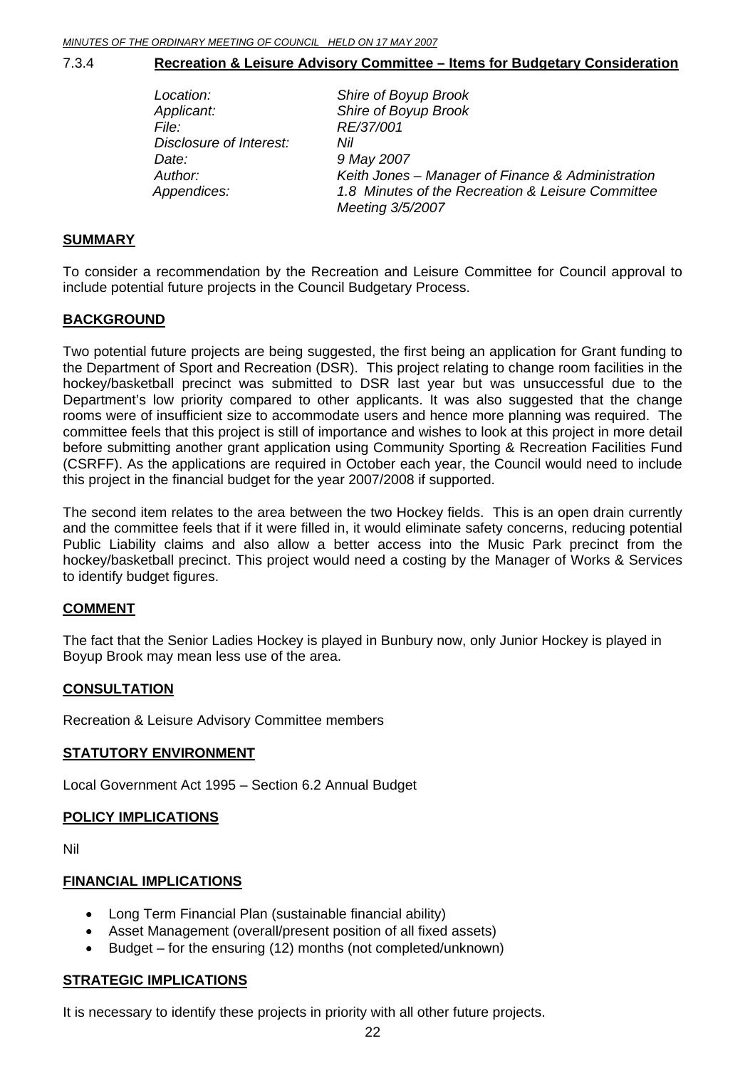### 7.3.4 **Recreation & Leisure Advisory Committee – Items for Budgetary Consideration**

| | |
|---|---|
| *Location:* | *Shire of Boyup Brook* |
| *Applicant:* | *Shire of Boyup Brook* |
| *File:* | *RE/37/001* |
| *Disclosure of Interest:* | *Nil* |
| *Date:* | *9 May 2007* |
| *Author:* | *Keith Jones – Manager of Finance & Administration* |
| *Appendices:* | *1.8 Minutes of the Recreation & Leisure Committee Meeting 3/5/2007* |

**SUMMARY**

To consider a recommendation by the Recreation and Leisure Committee for Council approval to include potential future projects in the Council Budgetary Process.

**BACKGROUND**

Two potential future projects are being suggested, the first being an application for Grant funding to the Department of Sport and Recreation (DSR). This project relating to change room facilities in the hockey/basketball precinct was submitted to DSR last year but was unsuccessful due to the Department's low priority compared to other applicants. It was also suggested that the change rooms were of insufficient size to accommodate users and hence more planning was required. The committee feels that this project is still of importance and wishes to look at this project in more detail before submitting another grant application using Community Sporting & Recreation Facilities Fund (CSRFF). As the applications are required in October each year, the Council would need to include this project in the financial budget for the year 2007/2008 if supported.

The second item relates to the area between the two Hockey fields. This is an open drain currently and the committee feels that if it were filled in, it would eliminate safety concerns, reducing potential Public Liability claims and also allow a better access into the Music Park precinct from the hockey/basketball precinct. This project would need a costing by the Manager of Works & Services to identify budget figures.

**COMMENT**

The fact that the Senior Ladies Hockey is played in Bunbury now, only Junior Hockey is played in Boyup Brook may mean less use of the area.

**CONSULTATION**

Recreation & Leisure Advisory Committee members

**STATUTORY ENVIRONMENT**

Local Government Act 1995 – Section 6.2 Annual Budget

**POLICY IMPLICATIONS**

Nil

**FINANCIAL IMPLICATIONS**

- Long Term Financial Plan (sustainable financial ability)
- Asset Management (overall/present position of all fixed assets)
- Budget – for the ensuring (12) months (not completed/unknown)

**STRATEGIC IMPLICATIONS**

It is necessary to identify these projects in priority with all other future projects.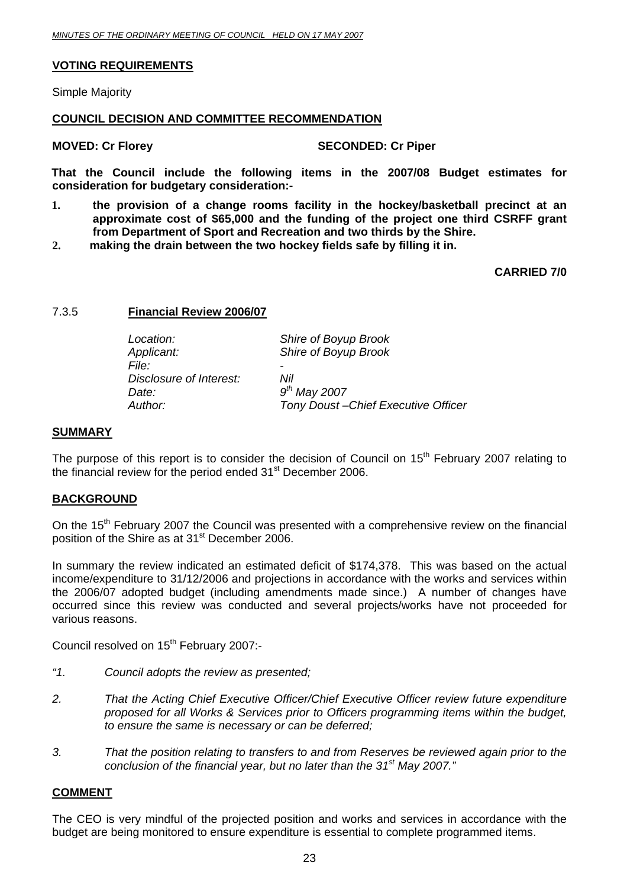**VOTING REQUIREMENTS**

Simple Majority

**COUNCIL DECISION AND COMMITTEE RECOMMENDATION**

**MOVED: Cr Florey** **SECONDED: Cr Piper**

**That the Council include the following items in the 2007/08 Budget estimates for consideration for budgetary consideration:-**

1. **the provision of a change rooms facility in the hockey/basketball precinct at an approximate cost of $65,000 and the funding of the project one third CSRFF grant from Department of Sport and Recreation and two thirds by the Shire.**
2. **making the drain between the two hockey fields safe by filling it in.**

**CARRIED 7/0**

### 7.3.5 Financial Review 2006/07

| | |
|---|---|
| *Location:* | *Shire of Boyup Brook* |
| *Applicant:* | *Shire of Boyup Brook* |
| *File:* | - |
| *Disclosure of Interest:* | *Nil* |
| *Date:* | *9th May 2007* |
| *Author:* | *Tony Doust –Chief Executive Officer* |

**SUMMARY**

The purpose of this report is to consider the decision of Council on 15th February 2007 relating to the financial review for the period ended 31st December 2006.

**BACKGROUND**

On the 15th February 2007 the Council was presented with a comprehensive review on the financial position of the Shire as at 31st December 2006.

In summary the review indicated an estimated deficit of $174,378. This was based on the actual income/expenditure to 31/12/2006 and projections in accordance with the works and services within the 2006/07 adopted budget (including amendments made since.) A number of changes have occurred since this review was conducted and several projects/works have not proceeded for various reasons.

Council resolved on 15th February 2007:-

*"1. Council adopts the review as presented;*

*2. That the Acting Chief Executive Officer/Chief Executive Officer review future expenditure proposed for all Works & Services prior to Officers programming items within the budget, to ensure the same is necessary or can be deferred;*

*3. That the position relating to transfers to and from Reserves be reviewed again prior to the conclusion of the financial year, but no later than the 31st May 2007."*

**COMMENT**

The CEO is very mindful of the projected position and works and services in accordance with the budget are being monitored to ensure expenditure is essential to complete programmed items.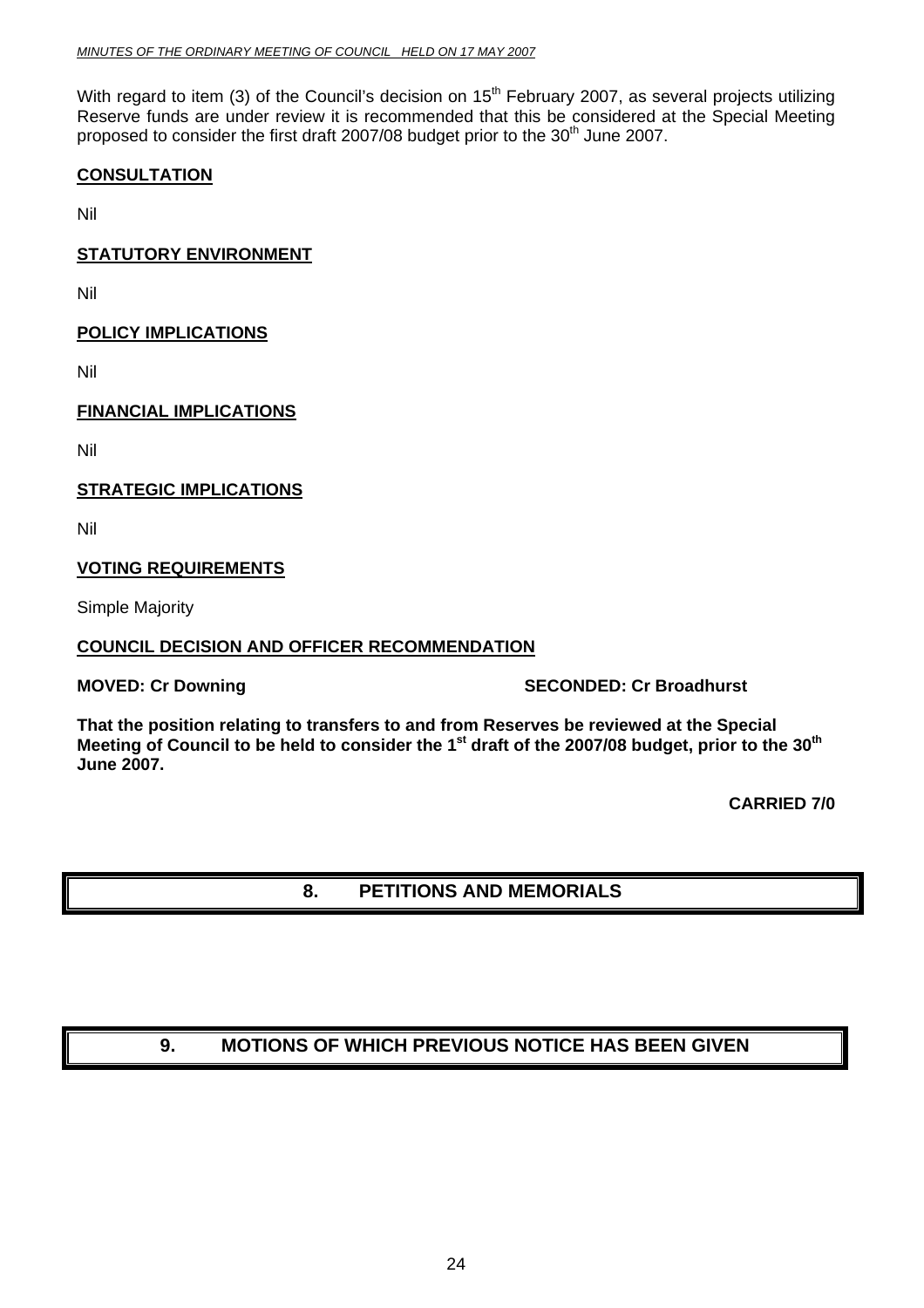With regard to item (3) of the Council's decision on 15th February 2007, as several projects utilizing Reserve funds are under review it is recommended that this be considered at the Special Meeting proposed to consider the first draft 2007/08 budget prior to the 30th June 2007.

**CONSULTATION**

Nil

**STATUTORY ENVIRONMENT**

Nil

**POLICY IMPLICATIONS**

Nil

**FINANCIAL IMPLICATIONS**

Nil

**STRATEGIC IMPLICATIONS**

Nil

**VOTING REQUIREMENTS**

Simple Majority

**COUNCIL DECISION AND OFFICER RECOMMENDATION**

**MOVED: Cr Downing** **SECONDED: Cr Broadhurst**

**That the position relating to transfers to and from Reserves be reviewed at the Special Meeting of Council to be held to consider the 1st draft of the 2007/08 budget, prior to the 30th June 2007.**

**CARRIED 7/0**

# 8. PETITIONS AND MEMORIALS

# 9. MOTIONS OF WHICH PREVIOUS NOTICE HAS BEEN GIVEN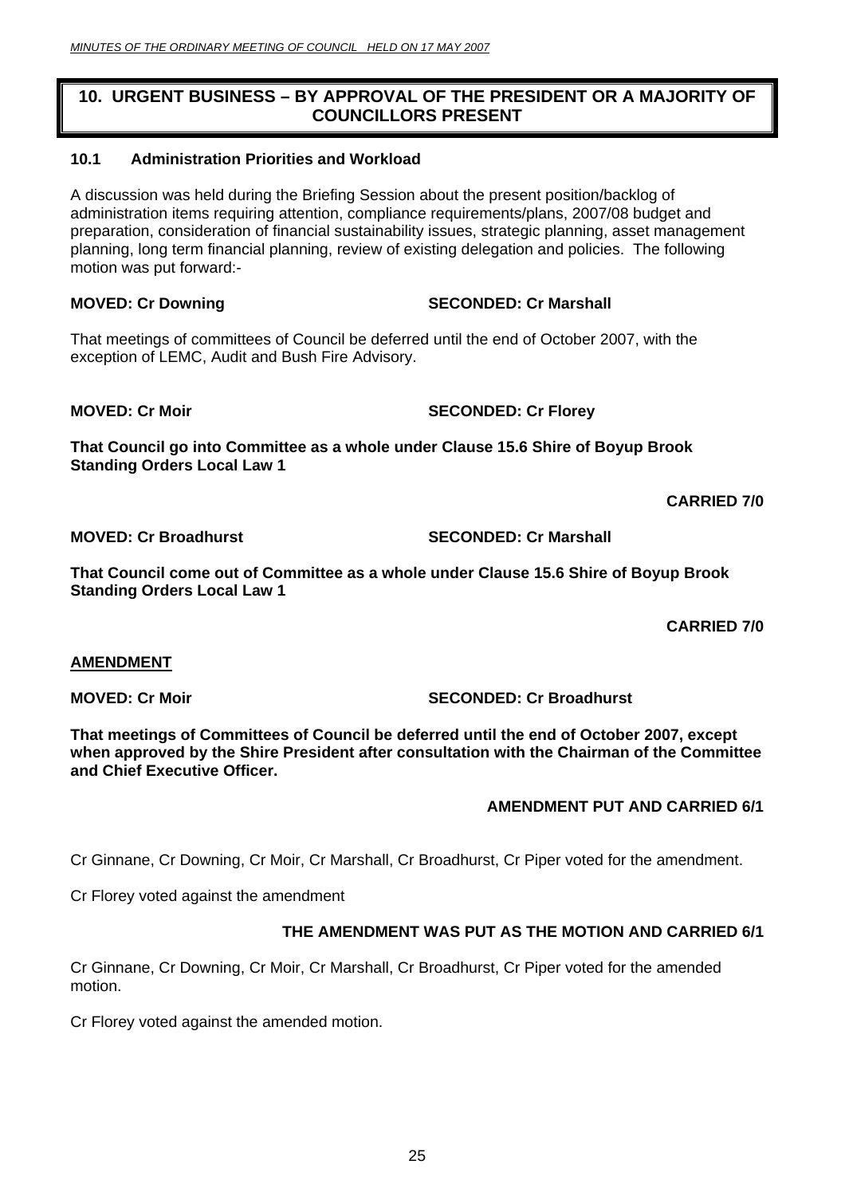# 10. URGENT BUSINESS – BY APPROVAL OF THE PRESIDENT OR A MAJORITY OF COUNCILLORS PRESENT

### 10.1 Administration Priorities and Workload

A discussion was held during the Briefing Session about the present position/backlog of administration items requiring attention, compliance requirements/plans, 2007/08 budget and preparation, consideration of financial sustainability issues, strategic planning, asset management planning, long term financial planning, review of existing delegation and policies. The following motion was put forward:-

**MOVED: Cr Downing** **SECONDED: Cr Marshall**

That meetings of committees of Council be deferred until the end of October 2007, with the exception of LEMC, Audit and Bush Fire Advisory.

**MOVED: Cr Moir** **SECONDED: Cr Florey**

**That Council go into Committee as a whole under Clause 15.6 Shire of Boyup Brook Standing Orders Local Law 1**

**CARRIED 7/0**

**MOVED: Cr Broadhurst** **SECONDED: Cr Marshall**

**That Council come out of Committee as a whole under Clause 15.6 Shire of Boyup Brook Standing Orders Local Law 1**

**CARRIED 7/0**

**AMENDMENT**

**MOVED: Cr Moir** **SECONDED: Cr Broadhurst**

**That meetings of Committees of Council be deferred until the end of October 2007, except when approved by the Shire President after consultation with the Chairman of the Committee and Chief Executive Officer.**

**AMENDMENT PUT AND CARRIED 6/1**

Cr Ginnane, Cr Downing, Cr Moir, Cr Marshall, Cr Broadhurst, Cr Piper voted for the amendment.

Cr Florey voted against the amendment

**THE AMENDMENT WAS PUT AS THE MOTION AND CARRIED 6/1**

Cr Ginnane, Cr Downing, Cr Moir, Cr Marshall, Cr Broadhurst, Cr Piper voted for the amended motion.

Cr Florey voted against the amended motion.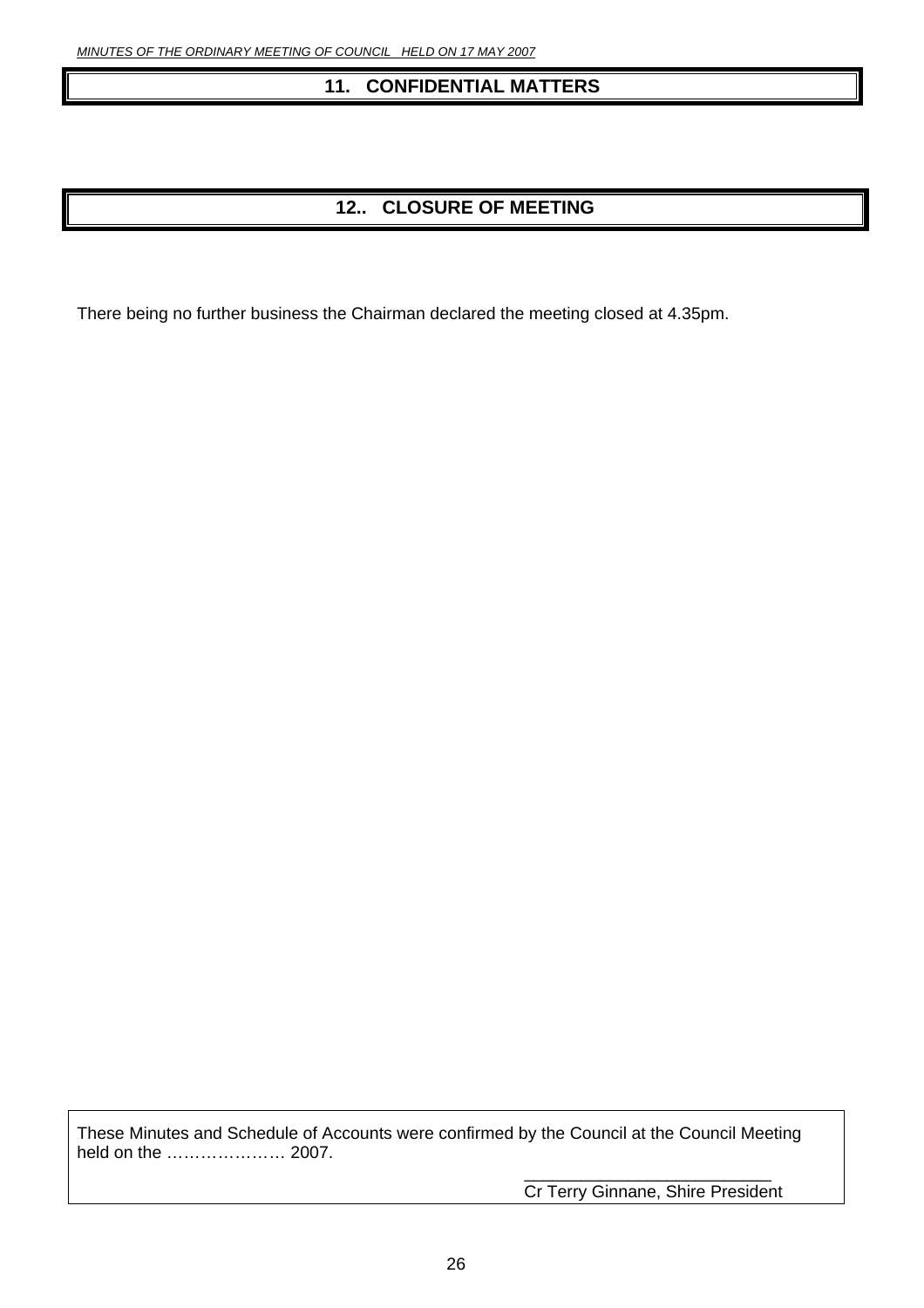## 11. CONFIDENTIAL MATTERS

## 12.. CLOSURE OF MEETING

There being no further business the Chairman declared the meeting closed at 4.35pm.

These Minutes and Schedule of Accounts were confirmed by the Council at the Council Meeting held on the ………………… 2007.

___________________________

Cr Terry Ginnane, Shire President